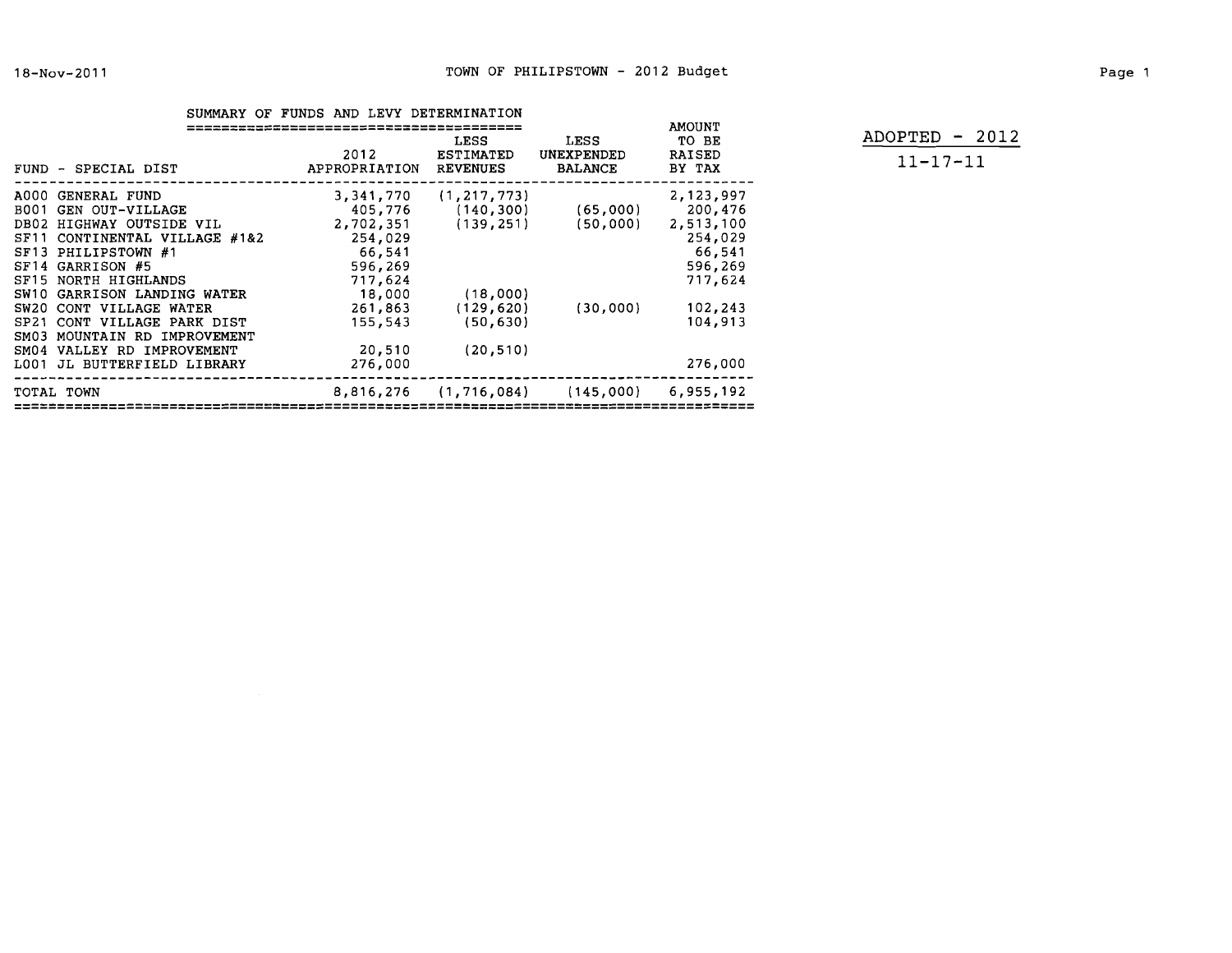# TOWN OF PHILIPSTOWN - 2012 Budget

18-Nov-2011

ADOPTED - 2012

11-17-11

## SUMMARY OF FUNDS AND LEVY DETERMINATION

| FUND - SPECIAL DIST | 2012 APPROPRIATION | LESS ESTIMATED REVENUES | LESS UNEXPENDED BALANCE | AMOUNT TO BE RAISED BY TAX |
|---|---|---|---|---|
| A000 GENERAL FUND | 3,341,770 | (1,217,773) | | 2,123,997 |
| B001 GEN OUT-VILLAGE | 405,776 | (140,300) | (65,000) | 200,476 |
| DB02 HIGHWAY OUTSIDE VIL | 2,702,351 | (139,251) | (50,000) | 2,513,100 |
| SF11 CONTINENTAL VILLAGE #1&2 | 254,029 | | | 254,029 |
| SF13 PHILIPSTOWN #1 | 66,541 | | | 66,541 |
| SF14 GARRISON #5 | 596,269 | | | 596,269 |
| SF15 NORTH HIGHLANDS | 717,624 | | | 717,624 |
| SW10 GARRISON LANDING WATER | 18,000 | (18,000) | | |
| SW20 CONT VILLAGE WATER | 261,863 | (129,620) | (30,000) | 102,243 |
| SP21 CONT VILLAGE PARK DIST | 155,543 | (50,630) | | 104,913 |
| SM03 MOUNTAIN RD IMPROVEMENT | | | | |
| SM04 VALLEY RD IMPROVEMENT | 20,510 | (20,510) | | |
| L001 JL BUTTERFIELD LIBRARY | 276,000 | | | 276,000 |
| TOTAL TOWN | 8,816,276 | (1,716,084) | (145,000) | 6,955,192 |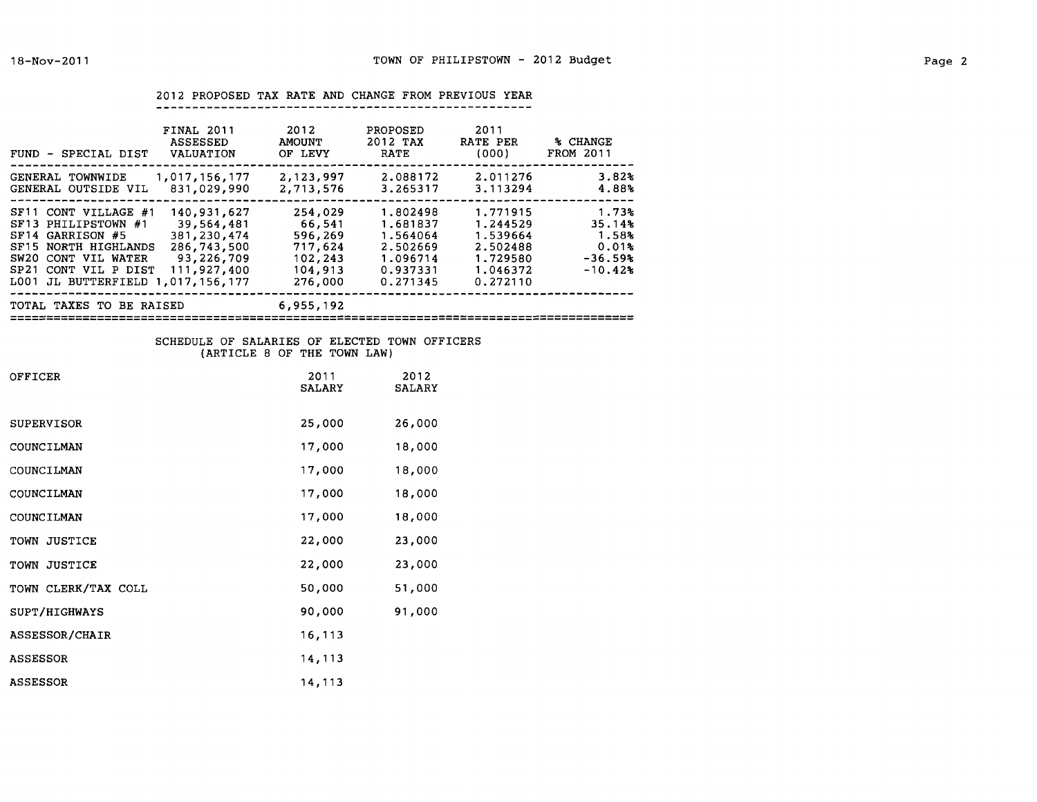## 2012 PROPOSED TAX RATE AND CHANGE FROM PREVIOUS YEAR

| FUND - SPECIAL DIST | FINAL 2011 ASSESSED VALUATION | 2012 AMOUNT OF LEVY | PROPOSED 2012 TAX RATE | 2011 RATE PER (000) | % CHANGE FROM 2011 |
|---|---|---|---|---|---|
| GENERAL TOWNWIDE | 1,017,156,177 | 2,123,997 | 2.088172 | 2.011276 | 3.82% |
| GENERAL OUTSIDE VIL | 831,029,990 | 2,713,576 | 3.265317 | 3.113294 | 4.88% |
| SF11 CONT VILLAGE #1 | 140,931,627 | 254,029 | 1.802498 | 1.771915 | 1.73% |
| SF13 PHILIPSTOWN #1 | 39,564,481 | 66,541 | 1.681837 | 1.244529 | 35.14% |
| SF14 GARRISON #5 | 381,230,474 | 596,269 | 1.564064 | 1.539664 | 1.58% |
| SF15 NORTH HIGHLANDS | 286,743,500 | 717,624 | 2.502669 | 2.502488 | 0.01% |
| SW20 CONT VIL WATER | 93,226,709 | 102,243 | 1.096714 | 1.729580 | -36.59% |
| SP21 CONT VIL P DIST | 111,927,400 | 104,913 | 0.937331 | 1.046372 | -10.42% |
| L001 JL BUTTERFIELD | 1,017,156,177 | 276,000 | 0.271345 | 0.272110 | |
| TOTAL TAXES TO BE RAISED | | 6,955,192 | | | |

## SCHEDULE OF SALARIES OF ELECTED TOWN OFFICERS
(ARTICLE 8 OF THE TOWN LAW)

| OFFICER | 2011 SALARY | 2012 SALARY |
|---|---|---|
| SUPERVISOR | 25,000 | 26,000 |
| COUNCILMAN | 17,000 | 18,000 |
| COUNCILMAN | 17,000 | 18,000 |
| COUNCILMAN | 17,000 | 18,000 |
| COUNCILMAN | 17,000 | 18,000 |
| TOWN JUSTICE | 22,000 | 23,000 |
| TOWN JUSTICE | 22,000 | 23,000 |
| TOWN CLERK/TAX COLL | 50,000 | 51,000 |
| SUPT/HIGHWAYS | 90,000 | 91,000 |
| ASSESSOR/CHAIR | 16,113 | |
| ASSESSOR | 14,113 | |
| ASSESSOR | 14,113 | |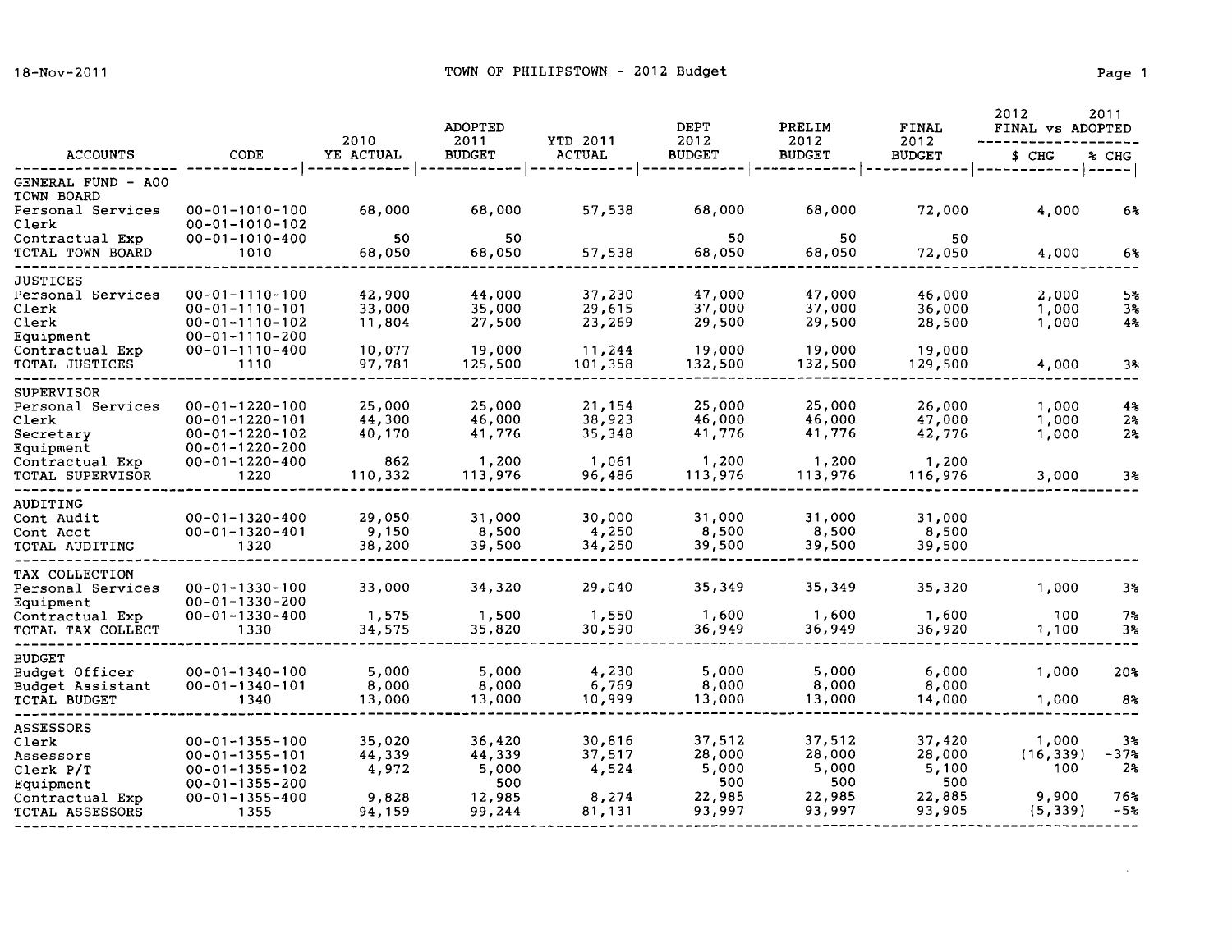# TOWN OF PHILIPSTOWN - 2012 Budget

18-Nov-2011

| ACCOUNTS | CODE | 2010 YE ACTUAL | ADOPTED 2011 BUDGET | YTD 2011 ACTUAL | DEPT 2012 BUDGET | PRELIM 2012 BUDGET | FINAL 2012 BUDGET | 2012 FINAL vs 2011 ADOPTED $ CHG | % CHG |
|---|---|---|---|---|---|---|---|---|---|
| **GENERAL FUND - A00** | | | | | | | | | |
| TOWN BOARD | | | | | | | | | |
| Personal Services | 00-01-1010-100 | 68,000 | 68,000 | 57,538 | 68,000 | 68,000 | 72,000 | 4,000 | 6% |
| Clerk | 00-01-1010-102 | | | | | | | | |
| Contractual Exp | 00-01-1010-400 | 50 | 50 | | 50 | 50 | 50 | | |
| TOTAL TOWN BOARD | 1010 | 68,050 | 68,050 | 57,538 | 68,050 | 68,050 | 72,050 | 4,000 | 6% |
| JUSTICES | | | | | | | | | |
| Personal Services | 00-01-1110-100 | 42,900 | 44,000 | 37,230 | 47,000 | 47,000 | 46,000 | 2,000 | 5% |
| Clerk | 00-01-1110-101 | 33,000 | 35,000 | 29,615 | 37,000 | 37,000 | 36,000 | 1,000 | 3% |
| Clerk | 00-01-1110-102 | 11,804 | 27,500 | 23,269 | 29,500 | 29,500 | 28,500 | 1,000 | 4% |
| Equipment | 00-01-1110-200 | | | | | | | | |
| Contractual Exp | 00-01-1110-400 | 10,077 | 19,000 | 11,244 | 19,000 | 19,000 | 19,000 | | |
| TOTAL JUSTICES | 1110 | 97,781 | 125,500 | 101,358 | 132,500 | 132,500 | 129,500 | 4,000 | 3% |
| SUPERVISOR | | | | | | | | | |
| Personal Services | 00-01-1220-100 | 25,000 | 25,000 | 21,154 | 25,000 | 25,000 | 26,000 | 1,000 | 4% |
| Clerk | 00-01-1220-101 | 44,300 | 46,000 | 38,923 | 46,000 | 46,000 | 47,000 | 1,000 | 2% |
| Secretary | 00-01-1220-102 | 40,170 | 41,776 | 35,348 | 41,776 | 41,776 | 42,776 | 1,000 | 2% |
| Equipment | 00-01-1220-200 | | | | | | | | |
| Contractual Exp | 00-01-1220-400 | 862 | 1,200 | 1,061 | 1,200 | 1,200 | 1,200 | | |
| TOTAL SUPERVISOR | 1220 | 110,332 | 113,976 | 96,486 | 113,976 | 113,976 | 116,976 | 3,000 | 3% |
| AUDITING | | | | | | | | | |
| Cont Audit | 00-01-1320-400 | 29,050 | 31,000 | 30,000 | 31,000 | 31,000 | 31,000 | | |
| Cont Acct | 00-01-1320-401 | 9,150 | 8,500 | 4,250 | 8,500 | 8,500 | 8,500 | | |
| TOTAL AUDITING | 1320 | 38,200 | 39,500 | 34,250 | 39,500 | 39,500 | 39,500 | | |
| TAX COLLECTION | | | | | | | | | |
| Personal Services | 00-01-1330-100 | 33,000 | 34,320 | 29,040 | 35,349 | 35,349 | 35,320 | 1,000 | 3% |
| Equipment | 00-01-1330-200 | | | | | | | | |
| Contractual Exp | 00-01-1330-400 | 1,575 | 1,500 | 1,550 | 1,600 | 1,600 | 1,600 | 100 | 7% |
| TOTAL TAX COLLECT | 1330 | 34,575 | 35,820 | 30,590 | 36,949 | 36,949 | 36,920 | 1,100 | 3% |
| BUDGET | | | | | | | | | |
| Budget Officer | 00-01-1340-100 | 5,000 | 5,000 | 4,230 | 5,000 | 5,000 | 6,000 | 1,000 | 20% |
| Budget Assistant | 00-01-1340-101 | 8,000 | 8,000 | 6,769 | 8,000 | 8,000 | 8,000 | | |
| TOTAL BUDGET | 1340 | 13,000 | 13,000 | 10,999 | 13,000 | 13,000 | 14,000 | 1,000 | 8% |
| ASSESSORS | | | | | | | | | |
| Clerk | 00-01-1355-100 | 35,020 | 36,420 | 30,816 | 37,512 | 37,512 | 37,420 | 1,000 | 3% |
| Assessors | 00-01-1355-101 | 44,339 | 44,339 | 37,517 | 28,000 | 28,000 | 28,000 | (16,339) | -37% |
| Clerk P/T | 00-01-1355-102 | 4,972 | 5,000 | 4,524 | 5,000 | 5,000 | 5,100 | 100 | 2% |
| Equipment | 00-01-1355-200 | | 500 | | 500 | 500 | 500 | | |
| Contractual Exp | 00-01-1355-400 | 9,828 | 12,985 | 8,274 | 22,985 | 22,985 | 22,885 | 9,900 | 76% |
| TOTAL ASSESSORS | 1355 | 94,159 | 99,244 | 81,131 | 93,997 | 93,997 | 93,905 | (5,339) | -5% |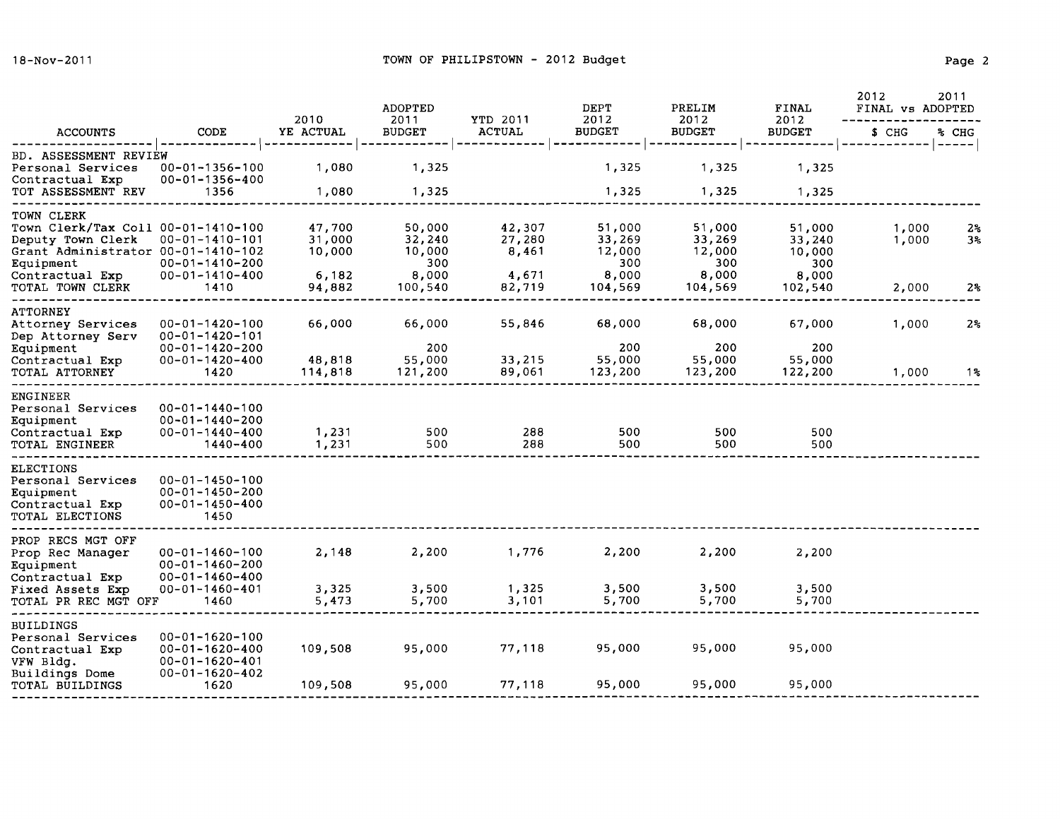# TOWN OF PHILIPSTOWN - 2012 Budget

| ACCOUNTS | CODE | 2010 YE ACTUAL | ADOPTED 2011 BUDGET | YTD 2011 ACTUAL | DEPT 2012 BUDGET | PRELIM 2012 BUDGET | FINAL 2012 BUDGET | 2012 FINAL vs 2011 ADOPTED $ CHG | % CHG |
|---|---|---|---|---|---|---|---|---|---|
| BD. ASSESSMENT REVIEW | | | | | | | | | |
| Personal Services | 00-01-1356-100 | 1,080 | 1,325 | | 1,325 | 1,325 | 1,325 | | |
| Contractual Exp | 00-01-1356-400 | | | | | | | | |
| TOT ASSESSMENT REV | 1356 | 1,080 | 1,325 | | 1,325 | 1,325 | 1,325 | | |
| TOWN CLERK | | | | | | | | | |
| Town Clerk/Tax Coll | 00-01-1410-100 | 47,700 | 50,000 | 42,307 | 51,000 | 51,000 | 51,000 | 1,000 | 2% |
| Deputy Town Clerk | 00-01-1410-101 | 31,000 | 32,240 | 27,280 | 33,269 | 33,269 | 33,240 | 1,000 | 3% |
| Grant Administrator | 00-01-1410-102 | 10,000 | 10,000 | 8,461 | 12,000 | 12,000 | 10,000 | | |
| Equipment | 00-01-1410-200 | | 300 | | 300 | 300 | 300 | | |
| Contractual Exp | 00-01-1410-400 | 6,182 | 8,000 | 4,671 | 8,000 | 8,000 | 8,000 | | |
| TOTAL TOWN CLERK | 1410 | 94,882 | 100,540 | 82,719 | 104,569 | 104,569 | 102,540 | 2,000 | 2% |
| ATTORNEY | | | | | | | | | |
| Attorney Services | 00-01-1420-100 | 66,000 | 66,000 | 55,846 | 68,000 | 68,000 | 67,000 | 1,000 | 2% |
| Dep Attorney Serv | 00-01-1420-101 | | | | | | | | |
| Equipment | 00-01-1420-200 | | 200 | | 200 | 200 | 200 | | |
| Contractual Exp | 00-01-1420-400 | 48,818 | 55,000 | 33,215 | 55,000 | 55,000 | 55,000 | | |
| TOTAL ATTORNEY | 1420 | 114,818 | 121,200 | 89,061 | 123,200 | 123,200 | 122,200 | 1,000 | 1% |
| ENGINEER | | | | | | | | | |
| Personal Services | 00-01-1440-100 | | | | | | | | |
| Equipment | 00-01-1440-200 | | | | | | | | |
| Contractual Exp | 00-01-1440-400 | 1,231 | 500 | 288 | 500 | 500 | 500 | | |
| TOTAL ENGINEER | 1440-400 | 1,231 | 500 | 288 | 500 | 500 | 500 | | |
| ELECTIONS | | | | | | | | | |
| Personal Services | 00-01-1450-100 | | | | | | | | |
| Equipment | 00-01-1450-200 | | | | | | | | |
| Contractual Exp | 00-01-1450-400 | | | | | | | | |
| TOTAL ELECTIONS | 1450 | | | | | | | | |
| PROP RECS MGT OFF | | | | | | | | | |
| Prop Rec Manager | 00-01-1460-100 | 2,148 | 2,200 | 1,776 | 2,200 | 2,200 | 2,200 | | |
| Equipment | 00-01-1460-200 | | | | | | | | |
| Contractual Exp | 00-01-1460-400 | | | | | | | | |
| Fixed Assets Exp | 00-01-1460-401 | 3,325 | 3,500 | 1,325 | 3,500 | 3,500 | 3,500 | | |
| TOTAL PR REC MGT OFF | 1460 | 5,473 | 5,700 | 3,101 | 5,700 | 5,700 | 5,700 | | |
| BUILDINGS | | | | | | | | | |
| Personal Services | 00-01-1620-100 | | | | | | | | |
| Contractual Exp | 00-01-1620-400 | 109,508 | 95,000 | 77,118 | 95,000 | 95,000 | 95,000 | | |
| VFW Bldg. | 00-01-1620-401 | | | | | | | | |
| Buildings Dome | 00-01-1620-402 | | | | | | | | |
| TOTAL BUILDINGS | 1620 | 109,508 | 95,000 | 77,118 | 95,000 | 95,000 | 95,000 | | |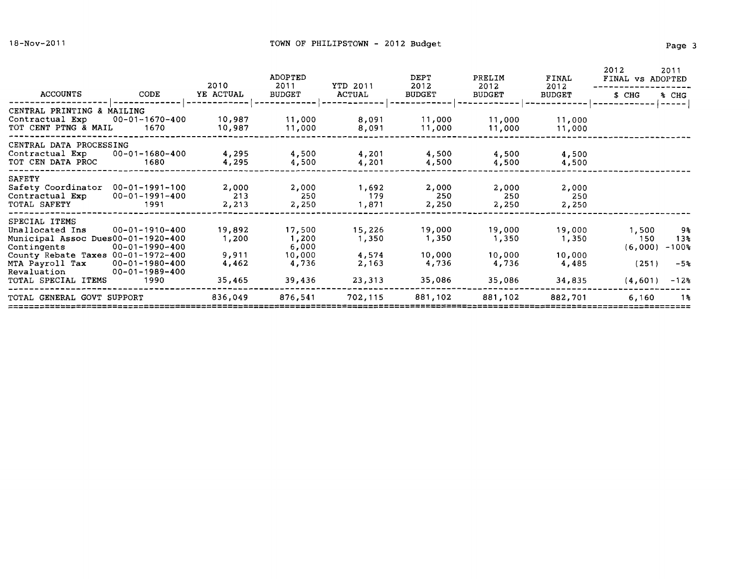| ACCOUNTS | CODE | 2010 YE ACTUAL | ADOPTED 2011 BUDGET | YTD 2011 ACTUAL | DEPT 2012 BUDGET | PRELIM 2012 BUDGET | FINAL 2012 BUDGET | 2012 FINAL vs 2011 ADOPTED $ CHG | % CHG |
|---|---|---|---|---|---|---|---|---|---|
| CENTRAL PRINTING & MAILING | | | | | | | | | |
| Contractual Exp | 00-01-1670-400 | 10,987 | 11,000 | 8,091 | 11,000 | 11,000 | 11,000 | | |
| TOT CENT PTNG & MAIL | 1670 | 10,987 | 11,000 | 8,091 | 11,000 | 11,000 | 11,000 | | |
| CENTRAL DATA PROCESSING | | | | | | | | | |
| Contractual Exp | 00-01-1680-400 | 4,295 | 4,500 | 4,201 | 4,500 | 4,500 | 4,500 | | |
| TOT CEN DATA PROC | 1680 | 4,295 | 4,500 | 4,201 | 4,500 | 4,500 | 4,500 | | |
| SAFETY | | | | | | | | | |
| Safety Coordinator | 00-01-1991-100 | 2,000 | 2,000 | 1,692 | 2,000 | 2,000 | 2,000 | | |
| Contractual Exp | 00-01-1991-400 | 213 | 250 | 179 | 250 | 250 | 250 | | |
| TOTAL SAFETY | 1991 | 2,213 | 2,250 | 1,871 | 2,250 | 2,250 | 2,250 | | |
| SPECIAL ITEMS | | | | | | | | | |
| Unallocated Ins | 00-01-1910-400 | 19,892 | 17,500 | 15,226 | 19,000 | 19,000 | 19,000 | 1,500 | 9% |
| Municipal Assoc Dues | 00-01-1920-400 | 1,200 | 1,200 | 1,350 | 1,350 | 1,350 | 1,350 | 150 | 13% |
| Contingents | 00-01-1990-400 | | 6,000 | | | | | (6,000) | -100% |
| County Rebate Taxes | 00-01-1972-400 | 9,911 | 10,000 | 4,574 | 10,000 | 10,000 | 10,000 | | |
| MTA Payroll Tax | 00-01-1980-400 | 4,462 | 4,736 | 2,163 | 4,736 | 4,736 | 4,485 | (251) | -5% |
| Revaluation | 00-01-1989-400 | | | | | | | | |
| TOTAL SPECIAL ITEMS | 1990 | 35,465 | 39,436 | 23,313 | 35,086 | 35,086 | 34,835 | (4,601) | -12% |
| TOTAL GENERAL GOVT SUPPORT | | 836,049 | 876,541 | 702,115 | 881,102 | 881,102 | 882,701 | 6,160 | 1% |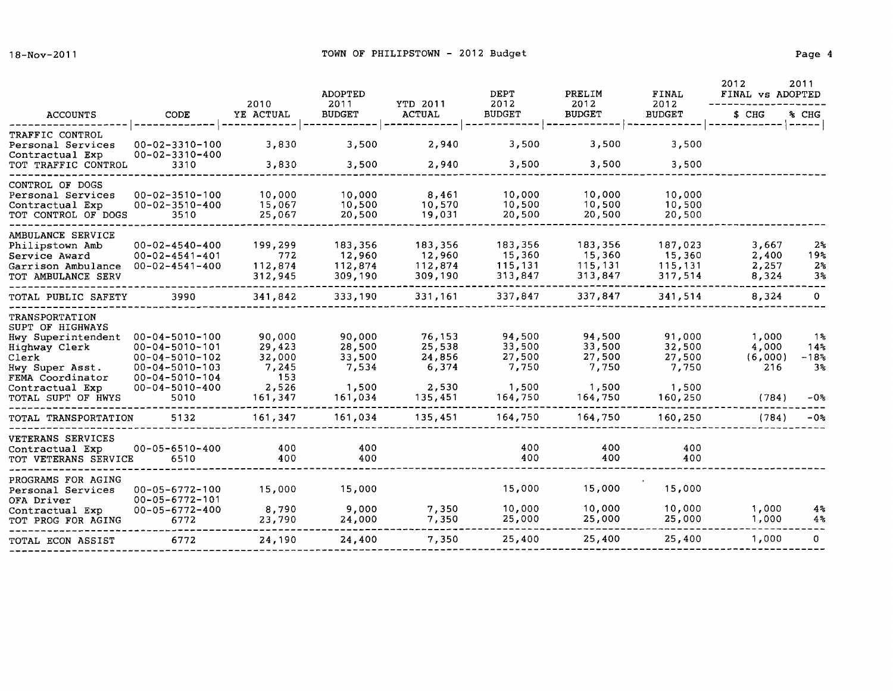# TOWN OF PHILIPSTOWN - 2012 Budget

18-Nov-2011

| ACCOUNTS | CODE | 2010 YE ACTUAL | ADOPTED 2011 BUDGET | YTD 2011 ACTUAL | DEPT 2012 BUDGET | PRELIM 2012 BUDGET | FINAL 2012 BUDGET | 2012 FINAL vs 2011 ADOPTED $ CHG | % CHG |
|---|---|---|---|---|---|---|---|---|---|
| TRAFFIC CONTROL | | | | | | | | | |
| Personal Services | 00-02-3310-100 | 3,830 | 3,500 | 2,940 | 3,500 | 3,500 | 3,500 | | |
| Contractual Exp | 00-02-3310-400 | | | | | | | | |
| TOT TRAFFIC CONTROL | 3310 | 3,830 | 3,500 | 2,940 | 3,500 | 3,500 | 3,500 | | |
| CONTROL OF DOGS | | | | | | | | | |
| Personal Services | 00-02-3510-100 | 10,000 | 10,000 | 8,461 | 10,000 | 10,000 | 10,000 | | |
| Contractual Exp | 00-02-3510-400 | 15,067 | 10,500 | 10,570 | 10,500 | 10,500 | 10,500 | | |
| TOT CONTROL OF DOGS | 3510 | 25,067 | 20,500 | 19,031 | 20,500 | 20,500 | 20,500 | | |
| AMBULANCE SERVICE | | | | | | | | | |
| Philipstown Amb | 00-02-4540-400 | 199,299 | 183,356 | 183,356 | 183,356 | 183,356 | 187,023 | 3,667 | 2% |
| Service Award | 00-02-4541-401 | 772 | 12,960 | 12,960 | 15,360 | 15,360 | 15,360 | 2,400 | 19% |
| Garrison Ambulance | 00-02-4541-400 | 112,874 | 112,874 | 112,874 | 115,131 | 115,131 | 115,131 | 2,257 | 2% |
| TOT AMBULANCE SERV | | 312,945 | 309,190 | 309,190 | 313,847 | 313,847 | 317,514 | 8,324 | 3% |
| TOTAL PUBLIC SAFETY | 3990 | 341,842 | 333,190 | 331,161 | 337,847 | 337,847 | 341,514 | 8,324 | 0 |
| TRANSPORTATION | | | | | | | | | |
| SUPT OF HIGHWAYS | | | | | | | | | |
| Hwy Superintendent | 00-04-5010-100 | 90,000 | 90,000 | 76,153 | 94,500 | 94,500 | 91,000 | 1,000 | 1% |
| Highway Clerk | 00-04-5010-101 | 29,423 | 28,500 | 25,538 | 33,500 | 33,500 | 32,500 | 4,000 | 14% |
| Clerk | 00-04-5010-102 | 32,000 | 33,500 | 24,856 | 27,500 | 27,500 | 27,500 | (6,000) | -18% |
| Hwy Super Asst. | 00-04-5010-103 | 7,245 | 7,534 | 6,374 | 7,750 | 7,750 | 7,750 | 216 | 3% |
| FEMA Coordinator | 00-04-5010-104 | 153 | | | | | | | |
| Contractual Exp | 00-04-5010-400 | 2,526 | 1,500 | 2,530 | 1,500 | 1,500 | 1,500 | | |
| TOTAL SUPT OF HWYS | 5010 | 161,347 | 161,034 | 135,451 | 164,750 | 164,750 | 160,250 | (784) | -0% |
| TOTAL TRANSPORTATION | 5132 | 161,347 | 161,034 | 135,451 | 164,750 | 164,750 | 160,250 | (784) | -0% |
| VETERANS SERVICES | | | | | | | | | |
| Contractual Exp | 00-05-6510-400 | 400 | 400 | | 400 | 400 | 400 | | |
| TOT VETERANS SERVICE | 6510 | 400 | 400 | | 400 | 400 | 400 | | |
| PROGRAMS FOR AGING | | | | | | | | | |
| Personal Services | 00-05-6772-100 | 15,000 | 15,000 | | 15,000 | 15,000 | 15,000 | | |
| OFA Driver | 00-05-6772-101 | | | | | | | | |
| Contractual Exp | 00-05-6772-400 | 8,790 | 9,000 | 7,350 | 10,000 | 10,000 | 10,000 | 1,000 | 4% |
| TOT PROG FOR AGING | 6772 | 23,790 | 24,000 | 7,350 | 25,000 | 25,000 | 25,000 | 1,000 | 4% |
| TOTAL ECON ASSIST | 6772 | 24,190 | 24,400 | 7,350 | 25,400 | 25,400 | 25,400 | 1,000 | 0 |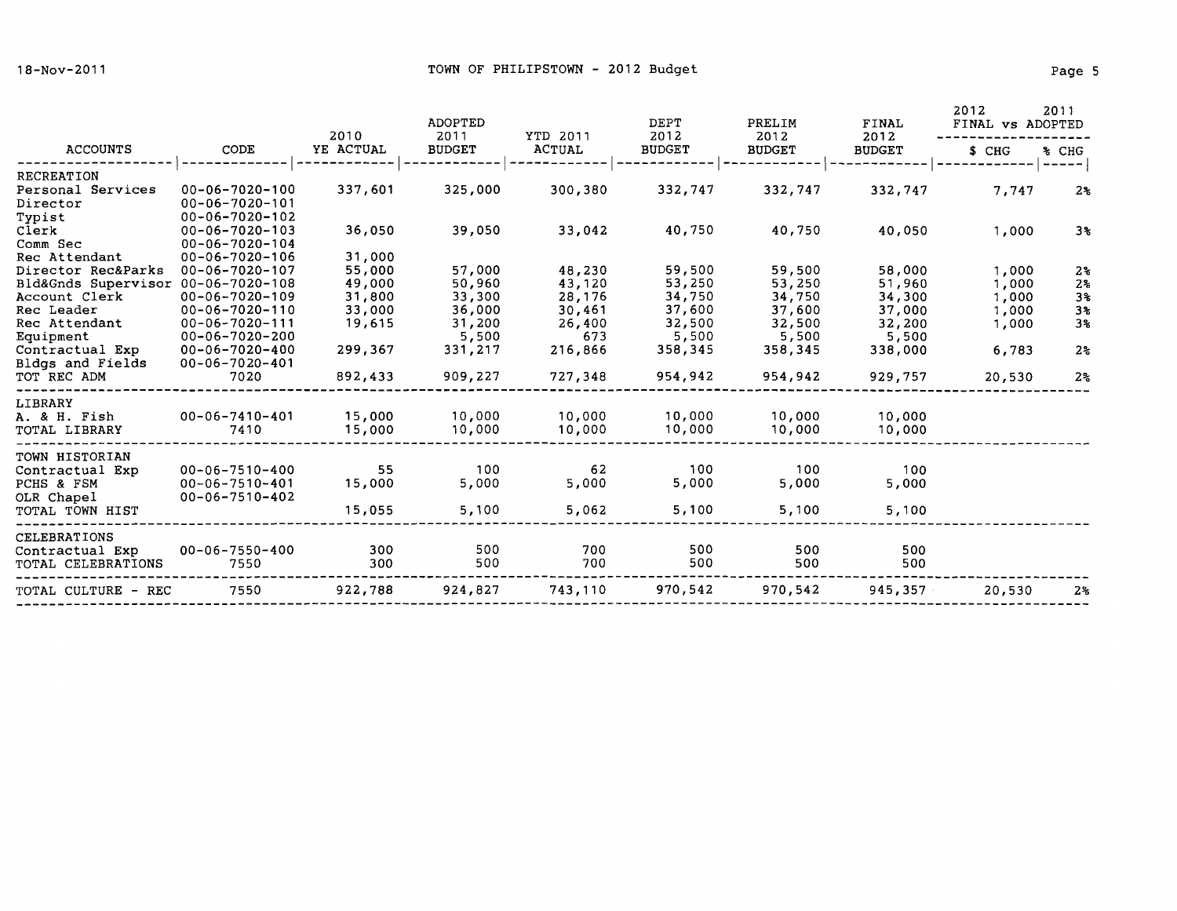TOWN OF PHILIPSTOWN - 2012 Budget

| ACCOUNTS | CODE | 2010 YE ACTUAL | ADOPTED 2011 BUDGET | YTD 2011 ACTUAL | DEPT 2012 BUDGET | PRELIM 2012 BUDGET | FINAL 2012 BUDGET | 2012 FINAL vs 2011 ADOPTED $ CHG | % CHG |
|---|---|---|---|---|---|---|---|---|---|
| RECREATION | | | | | | | | | |
| Personal Services | 00-06-7020-100 | 337,601 | 325,000 | 300,380 | 332,747 | 332,747 | 332,747 | 7,747 | 2% |
| Director | 00-06-7020-101 | | | | | | | | |
| Typist | 00-06-7020-102 | | | | | | | | |
| Clerk | 00-06-7020-103 | 36,050 | 39,050 | 33,042 | 40,750 | 40,750 | 40,050 | 1,000 | 3% |
| Comm Sec | 00-06-7020-104 | | | | | | | | |
| Rec Attendant | 00-06-7020-106 | 31,000 | | | | | | | |
| Director Rec&Parks | 00-06-7020-107 | 55,000 | 57,000 | 48,230 | 59,500 | 59,500 | 58,000 | 1,000 | 2% |
| Bld&Gnds Supervisor | 00-06-7020-108 | 49,000 | 50,960 | 43,120 | 53,250 | 53,250 | 51,960 | 1,000 | 2% |
| Account Clerk | 00-06-7020-109 | 31,800 | 33,300 | 28,176 | 34,750 | 34,750 | 34,300 | 1,000 | 3% |
| Rec Leader | 00-06-7020-110 | 33,000 | 36,000 | 30,461 | 37,600 | 37,600 | 37,000 | 1,000 | 3% |
| Rec Attendant | 00-06-7020-111 | 19,615 | 31,200 | 26,400 | 32,500 | 32,500 | 32,200 | 1,000 | 3% |
| Equipment | 00-06-7020-200 | | 5,500 | 673 | 5,500 | 5,500 | 5,500 | | |
| Contractual Exp | 00-06-7020-400 | 299,367 | 331,217 | 216,866 | 358,345 | 358,345 | 338,000 | 6,783 | 2% |
| Bldgs and Fields | 00-06-7020-401 | | | | | | | | |
| TOT REC ADM | 7020 | 892,433 | 909,227 | 727,348 | 954,942 | 954,942 | 929,757 | 20,530 | 2% |
| LIBRARY | | | | | | | | | |
| A. & H. Fish | 00-06-7410-401 | 15,000 | 10,000 | 10,000 | 10,000 | 10,000 | 10,000 | | |
| TOTAL LIBRARY | 7410 | 15,000 | 10,000 | 10,000 | 10,000 | 10,000 | 10,000 | | |
| TOWN HISTORIAN | | | | | | | | | |
| Contractual Exp | 00-06-7510-400 | 55 | 100 | 62 | 100 | 100 | 100 | | |
| PCHS & FSM | 00-06-7510-401 | 15,000 | 5,000 | 5,000 | 5,000 | 5,000 | 5,000 | | |
| OLR Chapel | 00-06-7510-402 | | | | | | | | |
| TOTAL TOWN HIST | | 15,055 | 5,100 | 5,062 | 5,100 | 5,100 | 5,100 | | |
| CELEBRATIONS | | | | | | | | | |
| Contractual Exp | 00-06-7550-400 | 300 | 500 | 700 | 500 | 500 | 500 | | |
| TOTAL CELEBRATIONS | 7550 | 300 | 500 | 700 | 500 | 500 | 500 | | |
| TOTAL CULTURE - REC | 7550 | 922,788 | 924,827 | 743,110 | 970,542 | 970,542 | 945,357 | 20,530 | 2% |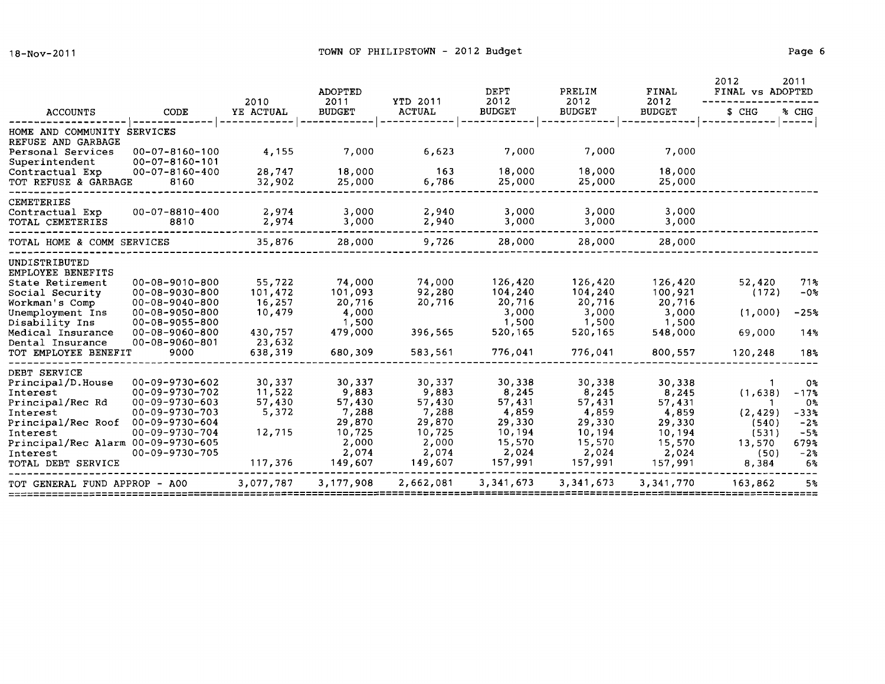| ACCOUNTS | CODE | 2010 YE ACTUAL | ADOPTED 2011 BUDGET | YTD 2011 ACTUAL | DEPT 2012 BUDGET | PRELIM 2012 BUDGET | FINAL 2012 BUDGET | 2012 FINAL vs 2011 ADOPTED $ CHG | % CHG |
|---|---|---|---|---|---|---|---|---|---|
| HOME AND COMMUNITY SERVICES | | | | | | | | | |
| REFUSE AND GARBAGE | | | | | | | | | |
| Personal Services | 00-07-8160-100 | 4,155 | 7,000 | 6,623 | 7,000 | 7,000 | 7,000 | | |
| Superintendent | 00-07-8160-101 | | | | | | | | |
| Contractual Exp | 00-07-8160-400 | 28,747 | 18,000 | 163 | 18,000 | 18,000 | 18,000 | | |
| TOT REFUSE & GARBAGE | 8160 | 32,902 | 25,000 | 6,786 | 25,000 | 25,000 | 25,000 | | |
| CEMETERIES | | | | | | | | | |
| Contractual Exp | 00-07-8810-400 | 2,974 | 3,000 | 2,940 | 3,000 | 3,000 | 3,000 | | |
| TOTAL CEMETERIES | 8810 | 2,974 | 3,000 | 2,940 | 3,000 | 3,000 | 3,000 | | |
| TOTAL HOME & COMM SERVICES | | 35,876 | 28,000 | 9,726 | 28,000 | 28,000 | 28,000 | | |
| UNDISTRIBUTED | | | | | | | | | |
| EMPLOYEE BENEFITS | | | | | | | | | |
| State Retirement | 00-08-9010-800 | 55,722 | 74,000 | 74,000 | 126,420 | 126,420 | 126,420 | 52,420 | 71% |
| Social Security | 00-08-9030-800 | 101,472 | 101,093 | 92,280 | 104,240 | 104,240 | 100,921 | (172) | -0% |
| Workman's Comp | 00-08-9040-800 | 16,257 | 20,716 | 20,716 | 20,716 | 20,716 | 20,716 | | |
| Unemployment Ins | 00-08-9050-800 | 10,479 | 4,000 | | 3,000 | 3,000 | 3,000 | (1,000) | -25% |
| Disability Ins | 00-08-9055-800 | | 1,500 | | 1,500 | 1,500 | 1,500 | | |
| Medical Insurance | 00-08-9060-800 | 430,757 | 479,000 | 396,565 | 520,165 | 520,165 | 548,000 | 69,000 | 14% |
| Dental Insurance | 00-08-9060-801 | 23,632 | | | | | | | |
| TOT EMPLOYEE BENEFIT | 9000 | 638,319 | 680,309 | 583,561 | 776,041 | 776,041 | 800,557 | 120,248 | 18% |
| DEBT SERVICE | | | | | | | | | |
| Principal/D.House | 00-09-9730-602 | 30,337 | 30,337 | 30,337 | 30,338 | 30,338 | 30,338 | 1 | 0% |
| Interest | 00-09-9730-702 | 11,522 | 9,883 | 9,883 | 8,245 | 8,245 | 8,245 | (1,638) | -17% |
| Principal/Rec Rd | 00-09-9730-603 | 57,430 | 57,430 | 57,430 | 57,431 | 57,431 | 57,431 | 1 | 0% |
| Interest | 00-09-9730-703 | 5,372 | 7,288 | 7,288 | 4,859 | 4,859 | 4,859 | (2,429) | -33% |
| Principal/Rec Roof | 00-09-9730-604 | | 29,870 | 29,870 | 29,330 | 29,330 | 29,330 | (540) | -2% |
| Interest | 00-09-9730-704 | 12,715 | 10,725 | 10,725 | 10,194 | 10,194 | 10,194 | (531) | -5% |
| Principal/Rec Alarm | 00-09-9730-605 | | 2,000 | 2,000 | 15,570 | 15,570 | 15,570 | 13,570 | 679% |
| Interest | 00-09-9730-705 | | 2,074 | 2,074 | 2,024 | 2,024 | 2,024 | (50) | -2% |
| TOTAL DEBT SERVICE | | 117,376 | 149,607 | 149,607 | 157,991 | 157,991 | 157,991 | 8,384 | 6% |
| TOT GENERAL FUND APPROP - A00 | | 3,077,787 | 3,177,908 | 2,662,081 | 3,341,673 | 3,341,673 | 3,341,770 | 163,862 | 5% |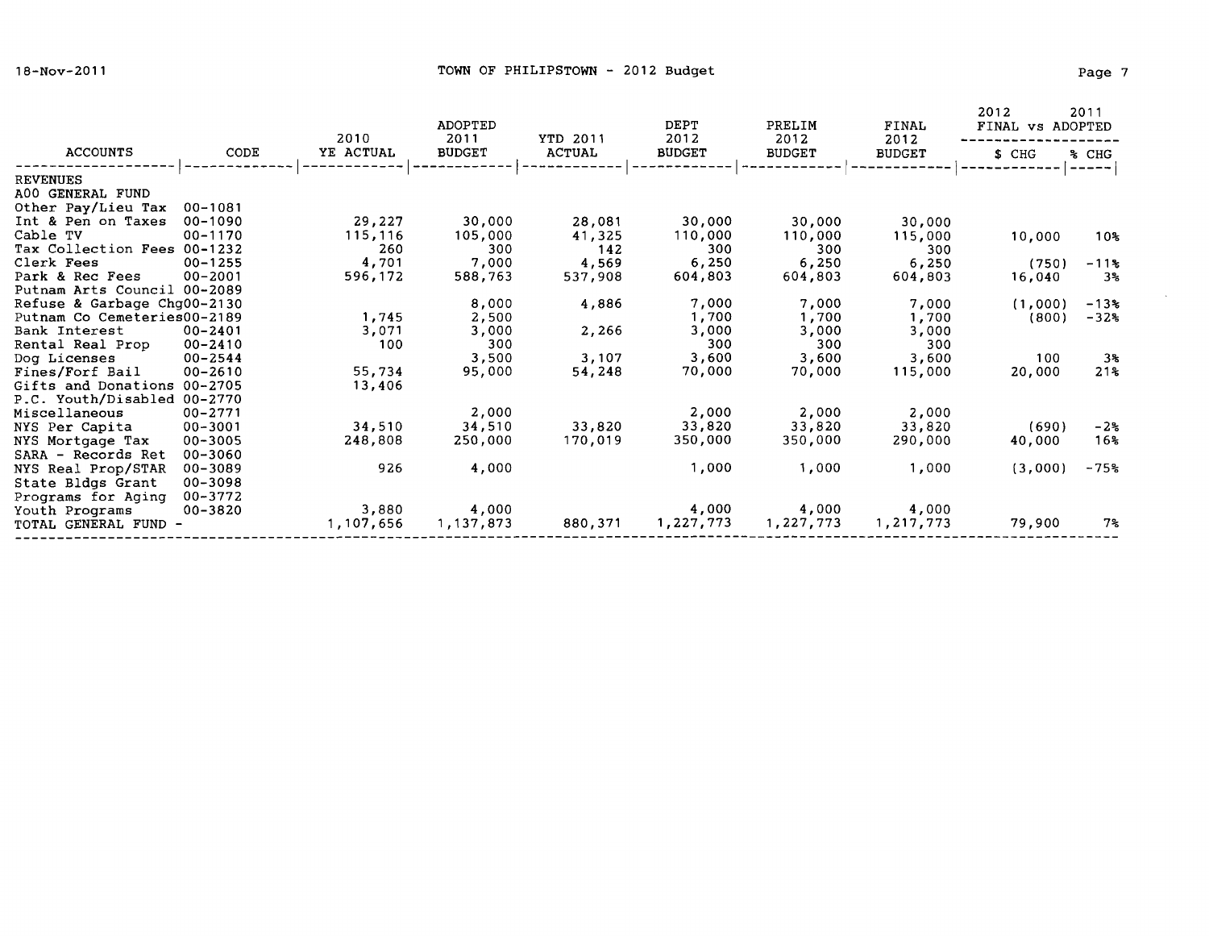# TOWN OF PHILIPSTOWN - 2012 Budget

18-Nov-2011

| ACCOUNTS | CODE | 2010 YE ACTUAL | ADOPTED 2011 BUDGET | YTD 2011 ACTUAL | DEPT 2012 BUDGET | PRELIM 2012 BUDGET | FINAL 2012 BUDGET | 2012 FINAL vs 2011 ADOPTED $ CHG | % CHG |
|---|---|---|---|---|---|---|---|---|---|
| REVENUES | | | | | | | | | |
| A00 GENERAL FUND | | | | | | | | | |
| Other Pay/Lieu Tax | 00-1081 | | | | | | | | |
| Int & Pen on Taxes | 00-1090 | 29,227 | 30,000 | 28,081 | 30,000 | 30,000 | 30,000 | | |
| Cable TV | 00-1170 | 115,116 | 105,000 | 41,325 | 110,000 | 110,000 | 115,000 | 10,000 | 10% |
| Tax Collection Fees | 00-1232 | 260 | 300 | 142 | 300 | 300 | 300 | | |
| Clerk Fees | 00-1255 | 4,701 | 7,000 | 4,569 | 6,250 | 6,250 | 6,250 | (750) | -11% |
| Park & Rec Fees | 00-2001 | 596,172 | 588,763 | 537,908 | 604,803 | 604,803 | 604,803 | 16,040 | 3% |
| Putnam Arts Council | 00-2089 | | | | | | | | |
| Refuse & Garbage Chg | 00-2130 | | 8,000 | 4,886 | 7,000 | 7,000 | 7,000 | (1,000) | -13% |
| Putnam Co Cemeteries | 00-2189 | 1,745 | 2,500 | | 1,700 | 1,700 | 1,700 | (800) | -32% |
| Bank Interest | 00-2401 | 3,071 | 3,000 | 2,266 | 3,000 | 3,000 | 3,000 | | |
| Rental Real Prop | 00-2410 | 100 | 300 | | 300 | 300 | 300 | | |
| Dog Licenses | 00-2544 | | 3,500 | 3,107 | 3,600 | 3,600 | 3,600 | 100 | 3% |
| Fines/Forf Bail | 00-2610 | 55,734 | 95,000 | 54,248 | 70,000 | 70,000 | 115,000 | 20,000 | 21% |
| Gifts and Donations | 00-2705 | 13,406 | | | | | | | |
| P.C. Youth/Disabled | 00-2770 | | | | | | | | |
| Miscellaneous | 00-2771 | | 2,000 | | 2,000 | 2,000 | 2,000 | | |
| NYS Per Capita | 00-3001 | 34,510 | 34,510 | 33,820 | 33,820 | 33,820 | 33,820 | (690) | -2% |
| NYS Mortgage Tax | 00-3005 | 248,808 | 250,000 | 170,019 | 350,000 | 350,000 | 290,000 | 40,000 | 16% |
| SARA - Records Ret | 00-3060 | | | | | | | | |
| NYS Real Prop/STAR | 00-3089 | 926 | 4,000 | | 1,000 | 1,000 | 1,000 | (3,000) | -75% |
| State Bldgs Grant | 00-3098 | | | | | | | | |
| Programs for Aging | 00-3772 | | | | | | | | |
| Youth Programs | 00-3820 | 3,880 | 4,000 | | 4,000 | 4,000 | 4,000 | | |
| TOTAL GENERAL FUND - | | 1,107,656 | 1,137,873 | 880,371 | 1,227,773 | 1,227,773 | 1,217,773 | 79,900 | 7% |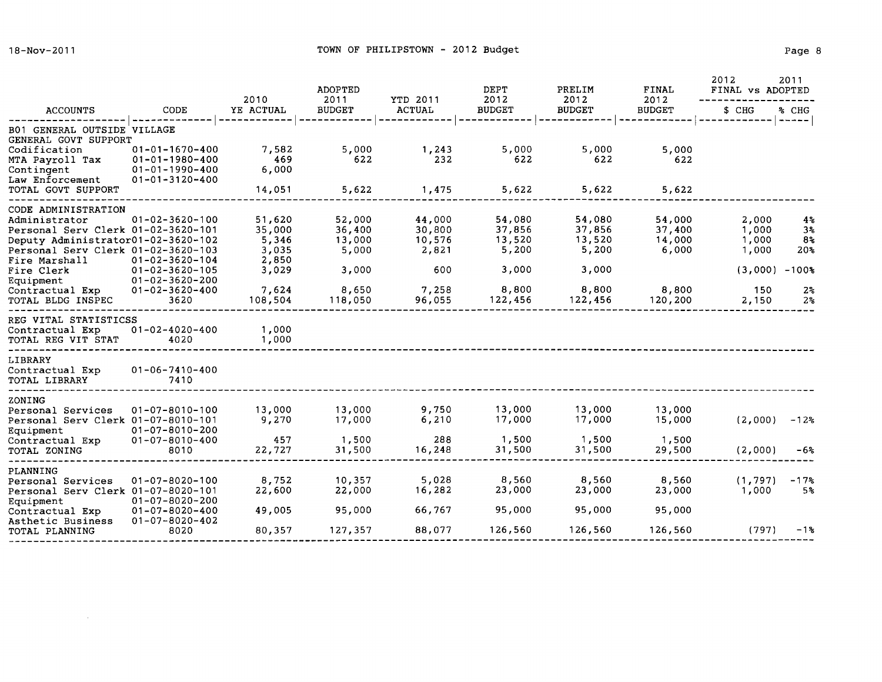# TOWN OF PHILIPSTOWN - 2012 Budget

| ACCOUNTS | CODE | 2010 YE ACTUAL | ADOPTED 2011 BUDGET | YTD 2011 ACTUAL | DEPT 2012 BUDGET | PRELIM 2012 BUDGET | FINAL 2012 BUDGET | 2012 FINAL vs 2011 ADOPTED $ CHG | % CHG |
|---|---|---|---|---|---|---|---|---|---|
| B01 GENERAL OUTSIDE VILLAGE | | | | | | | | | |
| GENERAL GOVT SUPPORT | | | | | | | | | |
| Codification | 01-01-1670-400 | 7,582 | 5,000 | 1,243 | 5,000 | 5,000 | 5,000 | | |
| MTA Payroll Tax | 01-01-1980-400 | 469 | 622 | 232 | 622 | 622 | 622 | | |
| Contingent | 01-01-1990-400 | 6,000 | | | | | | | |
| Law Enforcement | 01-01-3120-400 | | | | | | | | |
| TOTAL GOVT SUPPORT | | 14,051 | 5,622 | 1,475 | 5,622 | 5,622 | 5,622 | | |
| CODE ADMINISTRATION | | | | | | | | | |
| Administrator | 01-02-3620-100 | 51,620 | 52,000 | 44,000 | 54,080 | 54,080 | 54,000 | 2,000 | 4% |
| Personal Serv Clerk | 01-02-3620-101 | 35,000 | 36,400 | 30,800 | 37,856 | 37,856 | 37,400 | 1,000 | 3% |
| Deputy Administrator | 01-02-3620-102 | 5,346 | 13,000 | 10,576 | 13,520 | 13,520 | 14,000 | 1,000 | 8% |
| Personal Serv Clerk | 01-02-3620-103 | 3,035 | 5,000 | 2,821 | 5,200 | 5,200 | 6,000 | 1,000 | 20% |
| Fire Marshall | 01-02-3620-104 | 2,850 | | | | | | | |
| Fire Clerk | 01-02-3620-105 | 3,029 | 3,000 | 600 | 3,000 | 3,000 | | (3,000) | -100% |
| Equipment | 01-02-3620-200 | | | | | | | | |
| Contractual Exp | 01-02-3620-400 | 7,624 | 8,650 | 7,258 | 8,800 | 8,800 | 8,800 | 150 | 2% |
| TOTAL BLDG INSPEC | 3620 | 108,504 | 118,050 | 96,055 | 122,456 | 122,456 | 120,200 | 2,150 | 2% |
| REG VITAL STATISTICSS | | | | | | | | | |
| Contractual Exp | 01-02-4020-400 | 1,000 | | | | | | | |
| TOTAL REG VIT STAT | 4020 | 1,000 | | | | | | | |
| LIBRARY | | | | | | | | | |
| Contractual Exp | 01-06-7410-400 | | | | | | | | |
| TOTAL LIBRARY | 7410 | | | | | | | | |
| ZONING | | | | | | | | | |
| Personal Services | 01-07-8010-100 | 13,000 | 13,000 | 9,750 | 13,000 | 13,000 | 13,000 | | |
| Personal Serv Clerk | 01-07-8010-101 | 9,270 | 17,000 | 6,210 | 17,000 | 17,000 | 15,000 | (2,000) | -12% |
| Equipment | 01-07-8010-200 | | | | | | | | |
| Contractual Exp | 01-07-8010-400 | 457 | 1,500 | 288 | 1,500 | 1,500 | 1,500 | | |
| TOTAL ZONING | 8010 | 22,727 | 31,500 | 16,248 | 31,500 | 31,500 | 29,500 | (2,000) | -6% |
| PLANNING | | | | | | | | | |
| Personal Services | 01-07-8020-100 | 8,752 | 10,357 | 5,028 | 8,560 | 8,560 | 8,560 | (1,797) | -17% |
| Personal Serv Clerk | 01-07-8020-101 | 22,600 | 22,000 | 16,282 | 23,000 | 23,000 | 23,000 | 1,000 | 5% |
| Equipment | 01-07-8020-200 | | | | | | | | |
| Contractual Exp | 01-07-8020-400 | 49,005 | 95,000 | 66,767 | 95,000 | 95,000 | 95,000 | | |
| Asthetic Business | 01-07-8020-402 | | | | | | | | |
| TOTAL PLANNING | 8020 | 80,357 | 127,357 | 88,077 | 126,560 | 126,560 | 126,560 | (797) | -1% |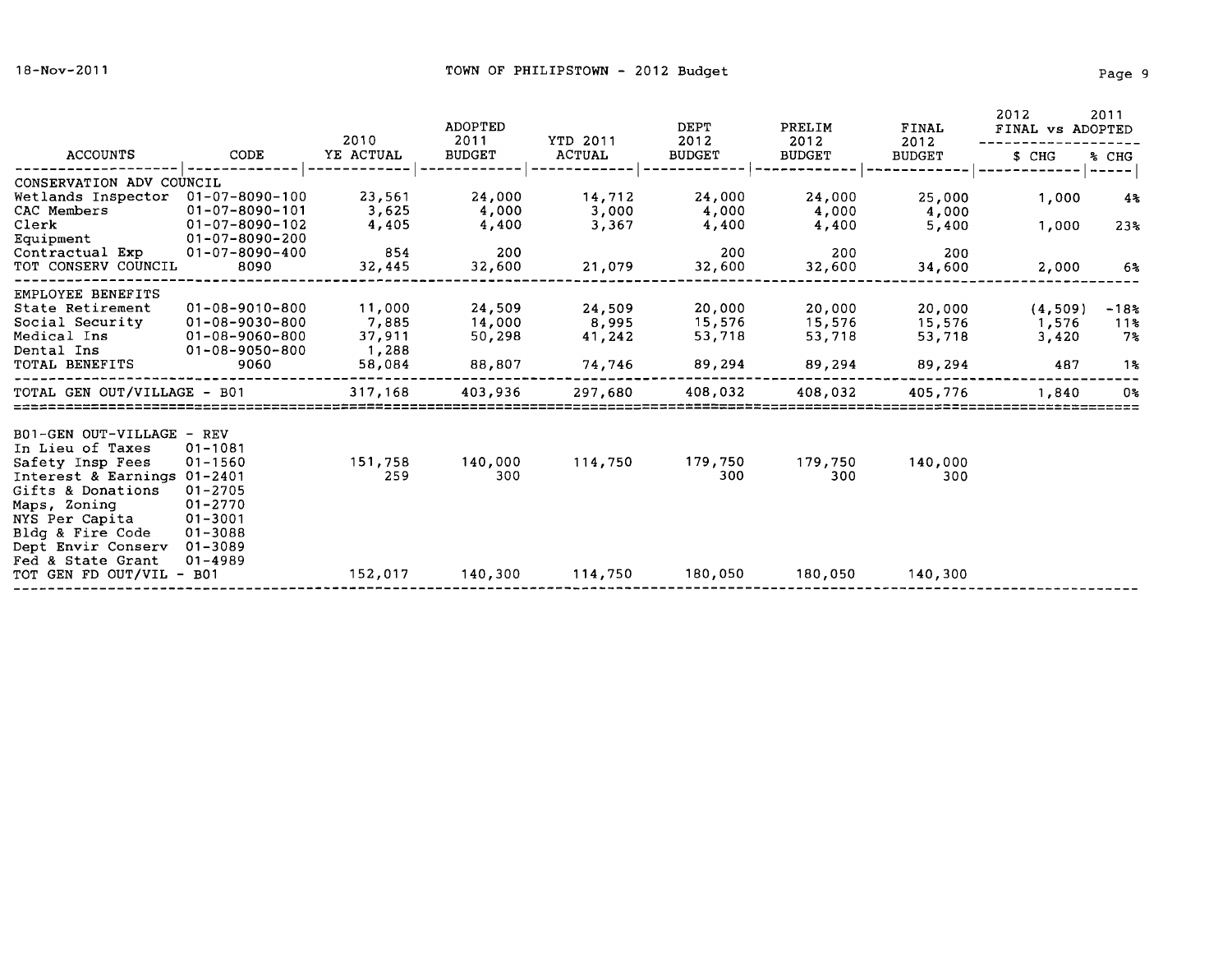# TOWN OF PHILIPSTOWN - 2012 Budget

| ACCOUNTS | CODE | 2010 YE ACTUAL | ADOPTED 2011 BUDGET | YTD 2011 ACTUAL | DEPT 2012 BUDGET | PRELIM 2012 BUDGET | FINAL 2012 BUDGET | 2012 FINAL vs 2011 ADOPTED $ CHG | % CHG |
|---|---|---|---|---|---|---|---|---|---|
| CONSERVATION ADV COUNCIL | | | | | | | | | |
| Wetlands Inspector | 01-07-8090-100 | 23,561 | 24,000 | 14,712 | 24,000 | 24,000 | 25,000 | 1,000 | 4% |
| CAC Members | 01-07-8090-101 | 3,625 | 4,000 | 3,000 | 4,000 | 4,000 | 4,000 | | |
| Clerk | 01-07-8090-102 | 4,405 | 4,400 | 3,367 | 4,400 | 4,400 | 5,400 | 1,000 | 23% |
| Equipment | 01-07-8090-200 | | | | | | | | |
| Contractual Exp | 01-07-8090-400 | 854 | 200 | | 200 | 200 | 200 | | |
| TOT CONSERV COUNCIL | 8090 | 32,445 | 32,600 | 21,079 | 32,600 | 32,600 | 34,600 | 2,000 | 6% |
| EMPLOYEE BENEFITS | | | | | | | | | |
| State Retirement | 01-08-9010-800 | 11,000 | 24,509 | 24,509 | 20,000 | 20,000 | 20,000 | (4,509) | -18% |
| Social Security | 01-08-9030-800 | 7,885 | 14,000 | 8,995 | 15,576 | 15,576 | 15,576 | 1,576 | 11% |
| Medical Ins | 01-08-9060-800 | 37,911 | 50,298 | 41,242 | 53,718 | 53,718 | 53,718 | 3,420 | 7% |
| Dental Ins | 01-08-9050-800 | 1,288 | | | | | | | |
| TOTAL BENEFITS | 9060 | 58,084 | 88,807 | 74,746 | 89,294 | 89,294 | 89,294 | 487 | 1% |
| TOTAL GEN OUT/VILLAGE - B01 | | 317,168 | 403,936 | 297,680 | 408,032 | 408,032 | 405,776 | 1,840 | 0% |
| B01-GEN OUT-VILLAGE - REV | | | | | | | | | |
| In Lieu of Taxes | 01-1081 | | | | | | | | |
| Safety Insp Fees | 01-1560 | 151,758 | 140,000 | 114,750 | 179,750 | 179,750 | 140,000 | | |
| Interest & Earnings | 01-2401 | 259 | 300 | | 300 | 300 | 300 | | |
| Gifts & Donations | 01-2705 | | | | | | | | |
| Maps, Zoning | 01-2770 | | | | | | | | |
| NYS Per Capita | 01-3001 | | | | | | | | |
| Bldg & Fire Code | 01-3088 | | | | | | | | |
| Dept Envir Conserv | 01-3089 | | | | | | | | |
| Fed & State Grant | 01-4989 | | | | | | | | |
| TOT GEN FD OUT/VIL - B01 | | 152,017 | 140,300 | 114,750 | 180,050 | 180,050 | 140,300 | | |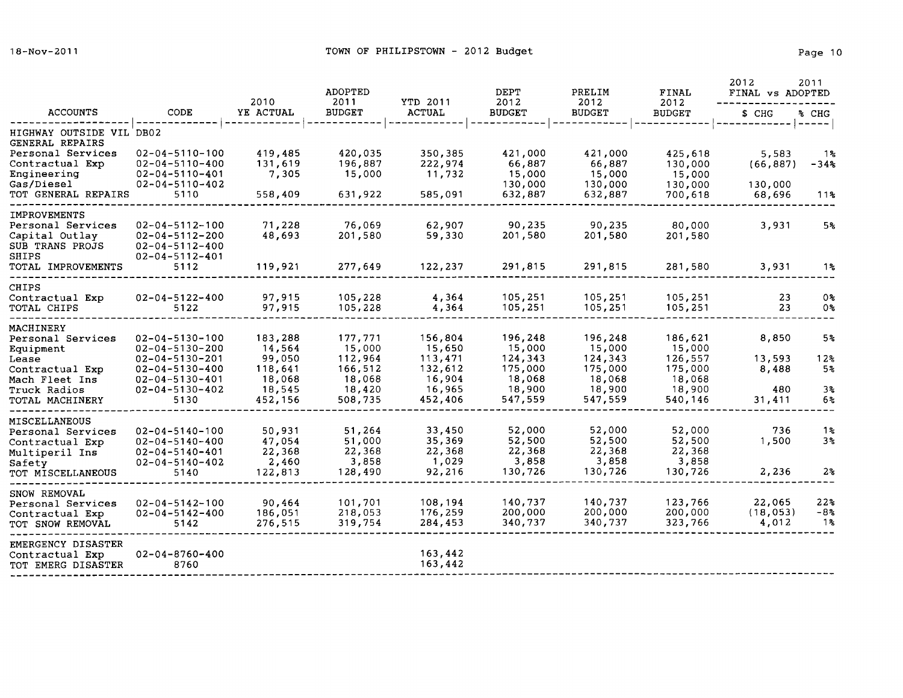| ACCOUNTS | CODE | 2010 YE ACTUAL | ADOPTED 2011 BUDGET | YTD 2011 ACTUAL | DEPT 2012 BUDGET | PRELIM 2012 BUDGET | FINAL 2012 BUDGET | 2012 FINAL vs 2011 ADOPTED $ CHG | % CHG |
|---|---|---|---|---|---|---|---|---|---|
| HIGHWAY OUTSIDE VIL | DB02 | | | | | | | | |
| GENERAL REPAIRS | | | | | | | | | |
| Personal Services | 02-04-5110-100 | 419,485 | 420,035 | 350,385 | 421,000 | 421,000 | 425,618 | 5,583 | 1% |
| Contractual Exp | 02-04-5110-400 | 131,619 | 196,887 | 222,974 | 66,887 | 66,887 | 130,000 | (66,887) | -34% |
| Engineering | 02-04-5110-401 | 7,305 | 15,000 | 11,732 | 15,000 | 15,000 | 15,000 | | |
| Gas/Diesel | 02-04-5110-402 | | | | 130,000 | 130,000 | 130,000 | 130,000 | |
| TOT GENERAL REPAIRS | 5110 | 558,409 | 631,922 | 585,091 | 632,887 | 632,887 | 700,618 | 68,696 | 11% |
| IMPROVEMENTS | | | | | | | | | |
| Personal Services | 02-04-5112-100 | 71,228 | 76,069 | 62,907 | 90,235 | 90,235 | 80,000 | 3,931 | 5% |
| Capital Outlay | 02-04-5112-200 | 48,693 | 201,580 | 59,330 | 201,580 | 201,580 | 201,580 | | |
| SUB TRANS PROJS | 02-04-5112-400 | | | | | | | | |
| SHIPS | 02-04-5112-401 | | | | | | | | |
| TOTAL IMPROVEMENTS | 5112 | 119,921 | 277,649 | 122,237 | 291,815 | 291,815 | 281,580 | 3,931 | 1% |
| CHIPS | | | | | | | | | |
| Contractual Exp | 02-04-5122-400 | 97,915 | 105,228 | 4,364 | 105,251 | 105,251 | 105,251 | 23 | 0% |
| TOTAL CHIPS | 5122 | 97,915 | 105,228 | 4,364 | 105,251 | 105,251 | 105,251 | 23 | 0% |
| MACHINERY | | | | | | | | | |
| Personal Services | 02-04-5130-100 | 183,288 | 177,771 | 156,804 | 196,248 | 196,248 | 186,621 | 8,850 | 5% |
| Equipment | 02-04-5130-200 | 14,564 | 15,000 | 15,650 | 15,000 | 15,000 | 15,000 | | |
| Lease | 02-04-5130-201 | 99,050 | 112,964 | 113,471 | 124,343 | 124,343 | 126,557 | 13,593 | 12% |
| Contractual Exp | 02-04-5130-400 | 118,641 | 166,512 | 132,612 | 175,000 | 175,000 | 175,000 | 8,488 | 5% |
| Mach Fleet Ins | 02-04-5130-401 | 18,068 | 18,068 | 16,904 | 18,068 | 18,068 | 18,068 | | |
| Truck Radios | 02-04-5130-402 | 18,545 | 18,420 | 16,965 | 18,900 | 18,900 | 18,900 | 480 | 3% |
| TOTAL MACHINERY | 5130 | 452,156 | 508,735 | 452,406 | 547,559 | 547,559 | 540,146 | 31,411 | 6% |
| MISCELLANEOUS | | | | | | | | | |
| Personal Services | 02-04-5140-100 | 50,931 | 51,264 | 33,450 | 52,000 | 52,000 | 52,000 | 736 | 1% |
| Contractual Exp | 02-04-5140-400 | 47,054 | 51,000 | 35,369 | 52,500 | 52,500 | 52,500 | 1,500 | 3% |
| Multiperil Ins | 02-04-5140-401 | 22,368 | 22,368 | 22,368 | 22,368 | 22,368 | 22,368 | | |
| Safety | 02-04-5140-402 | 2,460 | 3,858 | 1,029 | 3,858 | 3,858 | 3,858 | | |
| TOT MISCELLANEOUS | 5140 | 122,813 | 128,490 | 92,216 | 130,726 | 130,726 | 130,726 | 2,236 | 2% |
| SNOW REMOVAL | | | | | | | | | |
| Personal Services | 02-04-5142-100 | 90,464 | 101,701 | 108,194 | 140,737 | 140,737 | 123,766 | 22,065 | 22% |
| Contractual Exp | 02-04-5142-400 | 186,051 | 218,053 | 176,259 | 200,000 | 200,000 | 200,000 | (18,053) | -8% |
| TOT SNOW REMOVAL | 5142 | 276,515 | 319,754 | 284,453 | 340,737 | 340,737 | 323,766 | 4,012 | 1% |
| EMERGENCY DISASTER | | | | | | | | | |
| Contractual Exp | 02-04-8760-400 | | | 163,442 | | | | | |
| TOT EMERG DISASTER | 8760 | | | 163,442 | | | | | |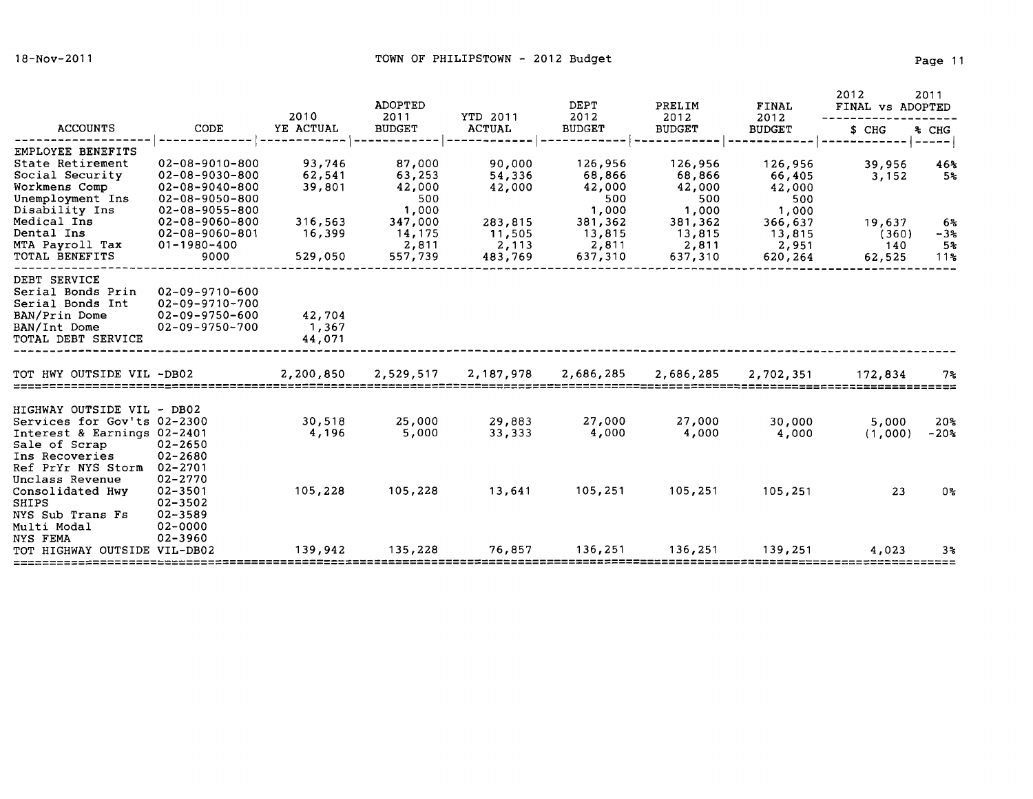| ACCOUNTS | CODE | 2010 YE ACTUAL | ADOPTED 2011 BUDGET | YTD 2011 ACTUAL | DEPT 2012 BUDGET | PRELIM 2012 BUDGET | FINAL 2012 BUDGET | 2012 FINAL vs 2011 ADOPTED $ CHG | % CHG |
|---|---|---|---|---|---|---|---|---|---|
| EMPLOYEE BENEFITS | | | | | | | | | |
| State Retirement | 02-08-9010-800 | 93,746 | 87,000 | 90,000 | 126,956 | 126,956 | 126,956 | 39,956 | 46% |
| Social Security | 02-08-9030-800 | 62,541 | 63,253 | 54,336 | 68,866 | 68,866 | 66,405 | 3,152 | 5% |
| Workmens Comp | 02-08-9040-800 | 39,801 | 42,000 | 42,000 | 42,000 | 42,000 | 42,000 | | |
| Unemployment Ins | 02-08-9050-800 | | 500 | | 500 | 500 | 500 | | |
| Disability Ins | 02-08-9055-800 | | 1,000 | | 1,000 | 1,000 | 1,000 | | |
| Medical Ins | 02-08-9060-800 | 316,563 | 347,000 | 283,815 | 381,362 | 381,362 | 366,637 | 19,637 | 6% |
| Dental Ins | 02-08-9060-801 | 16,399 | 14,175 | 11,505 | 13,815 | 13,815 | 13,815 | (360) | -3% |
| MTA Payroll Tax | 01-1980-400 | | 2,811 | 2,113 | 2,811 | 2,811 | 2,951 | 140 | 5% |
| TOTAL BENEFITS | 9000 | 529,050 | 557,739 | 483,769 | 637,310 | 637,310 | 620,264 | 62,525 | 11% |
| DEBT SERVICE | | | | | | | | | |
| Serial Bonds Prin | 02-09-9710-600 | | | | | | | | |
| Serial Bonds Int | 02-09-9710-700 | | | | | | | | |
| BAN/Prin Dome | 02-09-9750-600 | 42,704 | | | | | | | |
| BAN/Int Dome | 02-09-9750-700 | 1,367 | | | | | | | |
| TOTAL DEBT SERVICE | | 44,071 | | | | | | | |
| TOT HWY OUTSIDE VIL -DB02 | | 2,200,850 | 2,529,517 | 2,187,978 | 2,686,285 | 2,686,285 | 2,702,351 | 172,834 | 7% |
| HIGHWAY OUTSIDE VIL - DB02 | | | | | | | | | |
| Services for Gov'ts | 02-2300 | 30,518 | 25,000 | 29,883 | 27,000 | 27,000 | 30,000 | 5,000 | 20% |
| Interest & Earnings | 02-2401 | 4,196 | 5,000 | 33,333 | 4,000 | 4,000 | 4,000 | (1,000) | -20% |
| Sale of Scrap | 02-2650 | | | | | | | | |
| Ins Recoveries | 02-2680 | | | | | | | | |
| Ref PrYr NYS Storm | 02-2701 | | | | | | | | |
| Unclass Revenue | 02-2770 | | | | | | | | |
| Consolidated Hwy | 02-3501 | 105,228 | 105,228 | 13,641 | 105,251 | 105,251 | 105,251 | 23 | 0% |
| SHIPS | 02-3502 | | | | | | | | |
| NYS Sub Trans Fs | 02-3589 | | | | | | | | |
| Multi Modal | 02-0000 | | | | | | | | |
| NYS FEMA | 02-3960 | | | | | | | | |
| TOT HIGHWAY OUTSIDE VIL-DB02 | | 139,942 | 135,228 | 76,857 | 136,251 | 136,251 | 139,251 | 4,023 | 3% |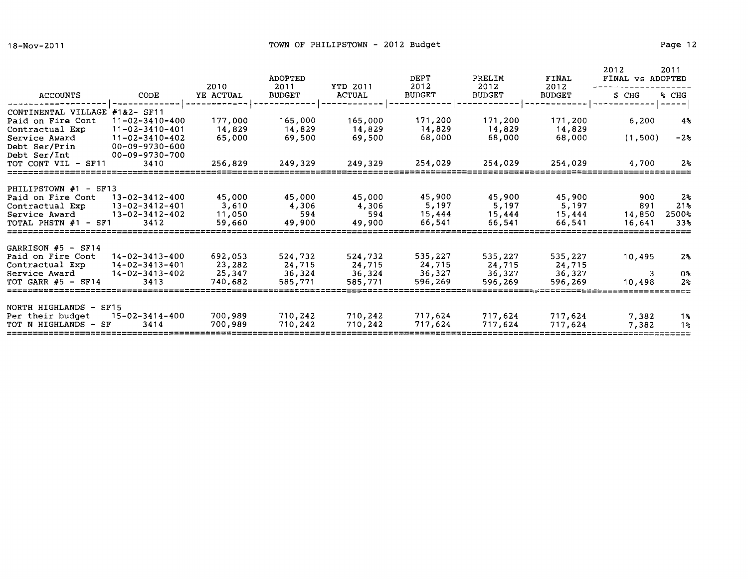# TOWN OF PHILIPSTOWN - 2012 Budget

18-Nov-2011

| ACCOUNTS | CODE | 2010 YE ACTUAL | ADOPTED 2011 BUDGET | YTD 2011 ACTUAL | DEPT 2012 BUDGET | PRELIM 2012 BUDGET | FINAL 2012 BUDGET | 2012 FINAL vs 2011 ADOPTED $ CHG | % CHG |
|---|---|---|---|---|---|---|---|---|---|
| CONTINENTAL VILLAGE #1&2- SF11 | | | | | | | | | |
| Paid on Fire Cont | 11-02-3410-400 | 177,000 | 165,000 | 165,000 | 171,200 | 171,200 | 171,200 | 6,200 | 4% |
| Contractual Exp | 11-02-3410-401 | 14,829 | 14,829 | 14,829 | 14,829 | 14,829 | 14,829 | | |
| Service Award | 11-02-3410-402 | 65,000 | 69,500 | 69,500 | 68,000 | 68,000 | 68,000 | (1,500) | -2% |
| Debt Ser/Prin | 00-09-9730-600 | | | | | | | | |
| Debt Ser/Int | 00-09-9730-700 | | | | | | | | |
| TOT CONT VIL - SF11 | 3410 | 256,829 | 249,329 | 249,329 | 254,029 | 254,029 | 254,029 | 4,700 | 2% |
| PHILIPSTOWN #1 - SF13 | | | | | | | | | |
| Paid on Fire Cont | 13-02-3412-400 | 45,000 | 45,000 | 45,000 | 45,900 | 45,900 | 45,900 | 900 | 2% |
| Contractual Exp | 13-02-3412-401 | 3,610 | 4,306 | 4,306 | 5,197 | 5,197 | 5,197 | 891 | 21% |
| Service Award | 13-02-3412-402 | 11,050 | 594 | 594 | 15,444 | 15,444 | 15,444 | 14,850 | 2500% |
| TOTAL PHSTN #1 - SF1 | 3412 | 59,660 | 49,900 | 49,900 | 66,541 | 66,541 | 66,541 | 16,641 | 33% |
| GARRISON #5 - SF14 | | | | | | | | | |
| Paid on Fire Cont | 14-02-3413-400 | 692,053 | 524,732 | 524,732 | 535,227 | 535,227 | 535,227 | 10,495 | 2% |
| Contractual Exp | 14-02-3413-401 | 23,282 | 24,715 | 24,715 | 24,715 | 24,715 | 24,715 | | |
| Service Award | 14-02-3413-402 | 25,347 | 36,324 | 36,324 | 36,327 | 36,327 | 36,327 | 3 | 0% |
| TOT GARR #5 - SF14 | 3413 | 740,682 | 585,771 | 585,771 | 596,269 | 596,269 | 596,269 | 10,498 | 2% |
| NORTH HIGHLANDS - SF15 | | | | | | | | | |
| Per their budget | 15-02-3414-400 | 700,989 | 710,242 | 710,242 | 717,624 | 717,624 | 717,624 | 7,382 | 1% |
| TOT N HIGHLANDS - SF | 3414 | 700,989 | 710,242 | 710,242 | 717,624 | 717,624 | 717,624 | 7,382 | 1% |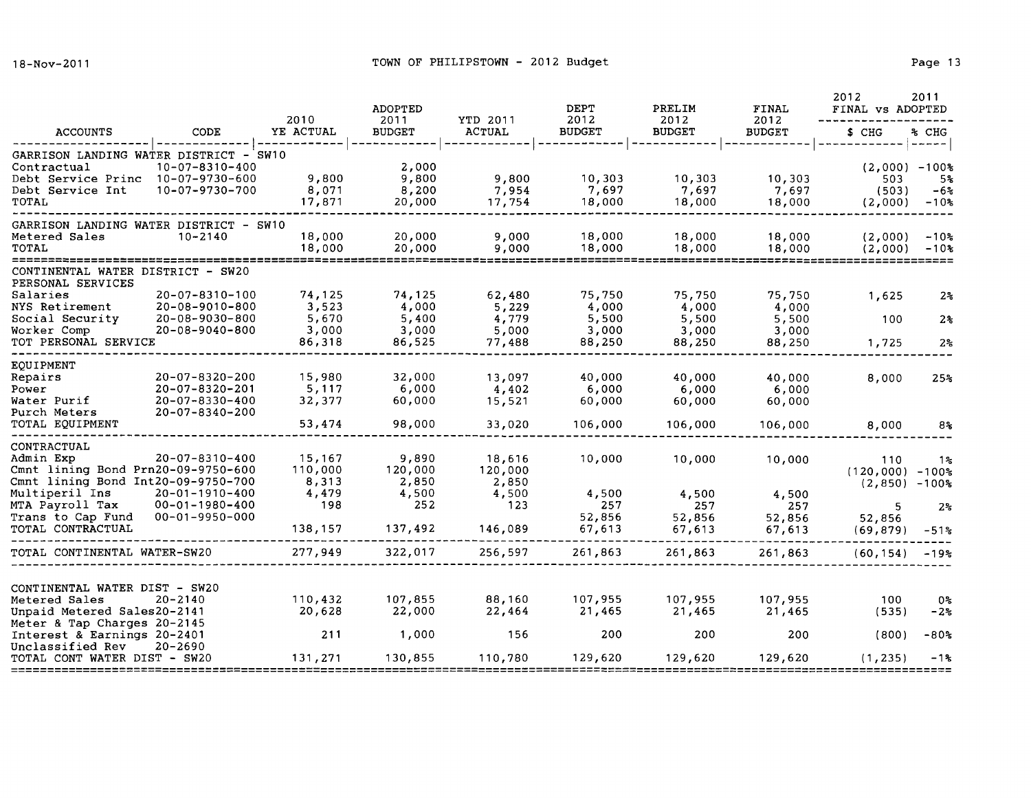# TOWN OF PHILIPSTOWN - 2012 Budget

18-Nov-2011

| ACCOUNTS | CODE | 2010 YE ACTUAL | ADOPTED 2011 BUDGET | YTD 2011 ACTUAL | DEPT 2012 BUDGET | PRELIM 2012 BUDGET | FINAL 2012 BUDGET | 2012 FINAL vs 2011 ADOPTED $ CHG | % CHG |
|---|---|---|---|---|---|---|---|---|---|
| **GARRISON LANDING WATER DISTRICT - SW10** | | | | | | | | | |
| Contractual | 10-07-8310-400 | | 2,000 | | | | | (2,000) | -100% |
| Debt Service Princ | 10-07-9730-600 | 9,800 | 9,800 | 9,800 | 10,303 | 10,303 | 10,303 | 503 | 5% |
| Debt Service Int | 10-07-9730-700 | 8,071 | 8,200 | 7,954 | 7,697 | 7,697 | 7,697 | (503) | -6% |
| TOTAL | | 17,871 | 20,000 | 17,754 | 18,000 | 18,000 | 18,000 | (2,000) | -10% |
| **GARRISON LANDING WATER DISTRICT - SW10** | | | | | | | | | |
| Metered Sales | 10-2140 | 18,000 | 20,000 | 9,000 | 18,000 | 18,000 | 18,000 | (2,000) | -10% |
| TOTAL | | 18,000 | 20,000 | 9,000 | 18,000 | 18,000 | 18,000 | (2,000) | -10% |
| **CONTINENTAL WATER DISTRICT - SW20** | | | | | | | | | |
| PERSONAL SERVICES | | | | | | | | | |
| Salaries | 20-07-8310-100 | 74,125 | 74,125 | 62,480 | 75,750 | 75,750 | 75,750 | 1,625 | 2% |
| NYS Retirement | 20-08-9010-800 | 3,523 | 4,000 | 5,229 | 4,000 | 4,000 | 4,000 | | |
| Social Security | 20-08-9030-800 | 5,670 | 5,400 | 4,779 | 5,500 | 5,500 | 5,500 | 100 | 2% |
| Worker Comp | 20-08-9040-800 | 3,000 | 3,000 | 5,000 | 3,000 | 3,000 | 3,000 | | |
| TOT PERSONAL SERVICE | | 86,318 | 86,525 | 77,488 | 88,250 | 88,250 | 88,250 | 1,725 | 2% |
| EQUIPMENT | | | | | | | | | |
| Repairs | 20-07-8320-200 | 15,980 | 32,000 | 13,097 | 40,000 | 40,000 | 40,000 | 8,000 | 25% |
| Power | 20-07-8320-201 | 5,117 | 6,000 | 4,402 | 6,000 | 6,000 | 6,000 | | |
| Water Purif | 20-07-8330-400 | 32,377 | 60,000 | 15,521 | 60,000 | 60,000 | 60,000 | | |
| Purch Meters | 20-07-8340-200 | | | | | | | | |
| TOTAL EQUIPMENT | | 53,474 | 98,000 | 33,020 | 106,000 | 106,000 | 106,000 | 8,000 | 8% |
| CONTRACTUAL | | | | | | | | | |
| Admin Exp | 20-07-8310-400 | 15,167 | 9,890 | 18,616 | 10,000 | 10,000 | 10,000 | 110 | 1% |
| Cmnt lining Bond Prn | 20-09-9750-600 | 110,000 | 120,000 | 120,000 | | | | (120,000) | -100% |
| Cmnt lining Bond Int | 20-09-9750-700 | 8,313 | 2,850 | 2,850 | | | | (2,850) | -100% |
| Multiperil Ins | 20-01-1910-400 | 4,479 | 4,500 | 4,500 | 4,500 | 4,500 | 4,500 | | |
| MTA Payroll Tax | 00-01-1980-400 | 198 | 252 | 123 | 257 | 257 | 257 | 5 | 2% |
| Trans to Cap Fund | 00-01-9950-000 | | | | 52,856 | 52,856 | 52,856 | 52,856 | |
| TOTAL CONTRACTUAL | | 138,157 | 137,492 | 146,089 | 67,613 | 67,613 | 67,613 | (69,879) | -51% |
| TOTAL CONTINENTAL WATER-SW20 | | 277,949 | 322,017 | 256,597 | 261,863 | 261,863 | 261,863 | (60,154) | -19% |
| **CONTINENTAL WATER DIST - SW20** | | | | | | | | | |
| Metered Sales | 20-2140 | 110,432 | 107,855 | 88,160 | 107,955 | 107,955 | 107,955 | 100 | 0% |
| Unpaid Metered Sales | 20-2141 | 20,628 | 22,000 | 22,464 | 21,465 | 21,465 | 21,465 | (535) | -2% |
| Meter & Tap Charges | 20-2145 | | | | | | | | |
| Interest & Earnings | 20-2401 | 211 | 1,000 | 156 | 200 | 200 | 200 | (800) | -80% |
| Unclassified Rev | 20-2690 | | | | | | | | |
| TOTAL CONT WATER DIST - SW20 | | 131,271 | 130,855 | 110,780 | 129,620 | 129,620 | 129,620 | (1,235) | -1% |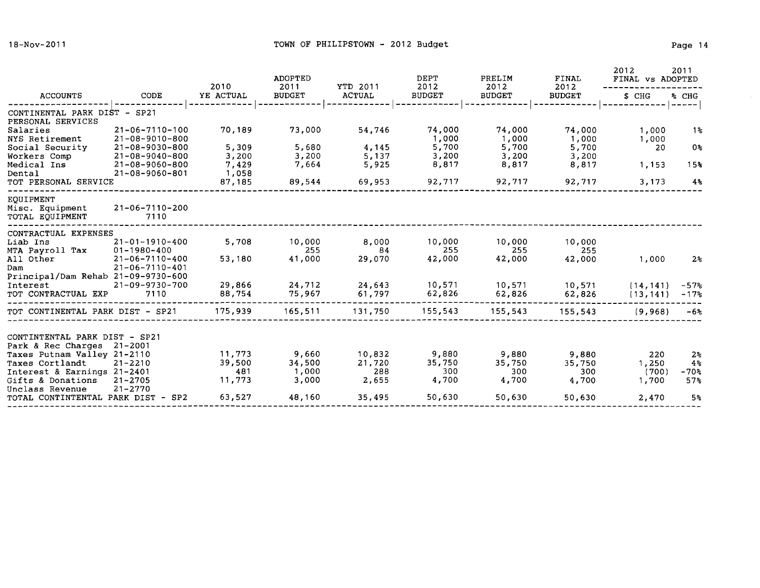TOWN OF PHILIPSTOWN - 2012 Budget

| ACCOUNTS | CODE | 2010 YE ACTUAL | ADOPTED 2011 BUDGET | YTD 2011 ACTUAL | DEPT 2012 BUDGET | PRELIM 2012 BUDGET | FINAL 2012 BUDGET | 2012 FINAL vs 2011 ADOPTED $ CHG | % CHG |
|---|---|---|---|---|---|---|---|---|---|
| CONTINENTAL PARK DIST - SP21 | | | | | | | | | |
| PERSONAL SERVICES | | | | | | | | | |
| Salaries | 21-06-7110-100 | 70,189 | 73,000 | 54,746 | 74,000 | 74,000 | 74,000 | 1,000 | 1% |
| NYS Retirement | 21-08-9010-800 | | | | 1,000 | 1,000 | 1,000 | 1,000 | |
| Social Security | 21-08-9030-800 | 5,309 | 5,680 | 4,145 | 5,700 | 5,700 | 5,700 | 20 | 0% |
| Workers Comp | 21-08-9040-800 | 3,200 | 3,200 | 5,137 | 3,200 | 3,200 | 3,200 | | |
| Medical Ins | 21-08-9060-800 | 7,429 | 7,664 | 5,925 | 8,817 | 8,817 | 8,817 | 1,153 | 15% |
| Dental | 21-08-9060-801 | 1,058 | | | | | | | |
| TOT PERSONAL SERVICE | | 87,185 | 89,544 | 69,953 | 92,717 | 92,717 | 92,717 | 3,173 | 4% |
| EQUIPMENT | | | | | | | | | |
| Misc. Equipment | 21-06-7110-200 | | | | | | | | |
| TOTAL EQUIPMENT | 7110 | | | | | | | | |
| CONTRACTUAL EXPENSES | | | | | | | | | |
| Liab Ins | 21-01-1910-400 | 5,708 | 10,000 | 8,000 | 10,000 | 10,000 | 10,000 | | |
| MTA Payroll Tax | 01-1980-400 | | 255 | 84 | 255 | 255 | 255 | | |
| All Other | 21-06-7110-400 | 53,180 | 41,000 | 29,070 | 42,000 | 42,000 | 42,000 | 1,000 | 2% |
| Dam | 21-06-7110-401 | | | | | | | | |
| Principal/Dam Rehab | 21-09-9730-600 | | | | | | | | |
| Interest | 21-09-9730-700 | 29,866 | 24,712 | 24,643 | 10,571 | 10,571 | 10,571 | (14,141) | -57% |
| TOT CONTRACTUAL EXP | 7110 | 88,754 | 75,967 | 61,797 | 62,826 | 62,826 | 62,826 | (13,141) | -17% |
| TOT CONTINENTAL PARK DIST - SP21 | | 175,939 | 165,511 | 131,750 | 155,543 | 155,543 | 155,543 | (9,968) | -6% |
| CONTINTENTAL PARK DIST - SP21 | | | | | | | | | |
| Park & Rec Charges | 21-2001 | | | | | | | | |
| Taxes Putnam Valley | 21-2110 | 11,773 | 9,660 | 10,832 | 9,880 | 9,880 | 9,880 | 220 | 2% |
| Taxes Cortlandt | 21-2210 | 39,500 | 34,500 | 21,720 | 35,750 | 35,750 | 35,750 | 1,250 | 4% |
| Interest & Earnings | 21-2401 | 481 | 1,000 | 288 | 300 | 300 | 300 | (700) | -70% |
| Gifts & Donations | 21-2705 | 11,773 | 3,000 | 2,655 | 4,700 | 4,700 | 4,700 | 1,700 | 57% |
| Unclass Revenue | 21-2770 | | | | | | | | |
| TOTAL CONTINTENTAL PARK DIST - SP2 | | 63,527 | 48,160 | 35,495 | 50,630 | 50,630 | 50,630 | 2,470 | 5% |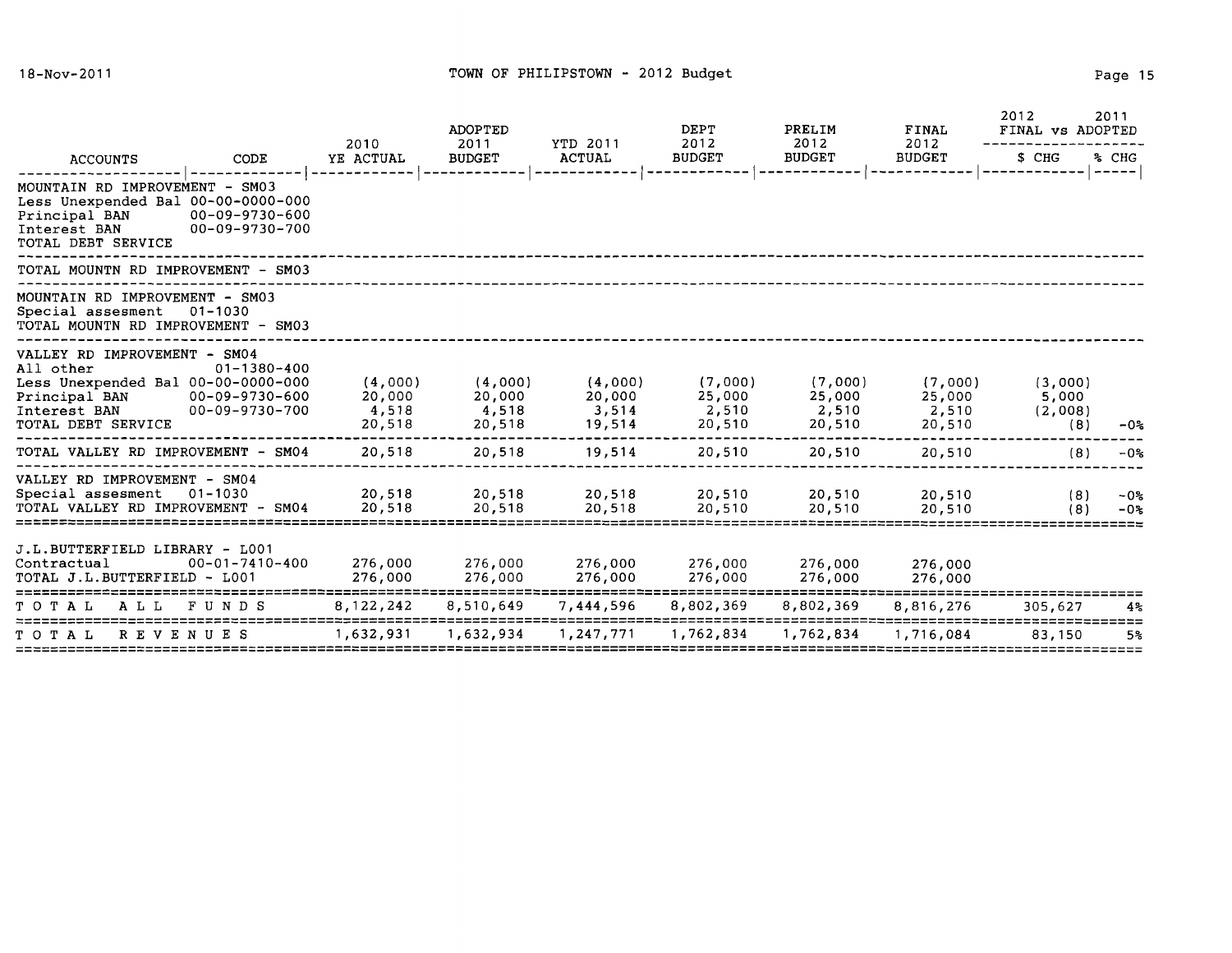| ACCOUNTS | CODE | 2010 YE ACTUAL | ADOPTED 2011 BUDGET | YTD 2011 ACTUAL | DEPT 2012 BUDGET | PRELIM 2012 BUDGET | FINAL 2012 BUDGET | 2012 FINAL vs ADOPTED 2011 $ CHG | % CHG |
|---|---|---|---|---|---|---|---|---|---|
| MOUNTAIN RD IMPROVEMENT - SM03 | | | | | | | | | |
| Less Unexpended Bal | 00-00-0000-000 | | | | | | | | |
| Principal BAN | 00-09-9730-600 | | | | | | | | |
| Interest BAN | 00-09-9730-700 | | | | | | | | |
| TOTAL DEBT SERVICE | | | | | | | | | |
| TOTAL MOUNTN RD IMPROVEMENT - SM03 | | | | | | | | | |
| MOUNTAIN RD IMPROVEMENT - SM03 | | | | | | | | | |
| Special assesment | 01-1030 | | | | | | | | |
| TOTAL MOUNTN RD IMPROVEMENT - SM03 | | | | | | | | | |
| VALLEY RD IMPROVEMENT - SM04 | | | | | | | | | |
| All other | 01-1380-400 | | | | | | | | |
| Less Unexpended Bal | 00-00-0000-000 | (4,000) | (4,000) | (4,000) | (7,000) | (7,000) | (7,000) | (3,000) | |
| Principal BAN | 00-09-9730-600 | 20,000 | 20,000 | 20,000 | 25,000 | 25,000 | 25,000 | 5,000 | |
| Interest BAN | 00-09-9730-700 | 4,518 | 4,518 | 3,514 | 2,510 | 2,510 | 2,510 | (2,008) | |
| TOTAL DEBT SERVICE | | 20,518 | 20,518 | 19,514 | 20,510 | 20,510 | 20,510 | (8) | -0% |
| TOTAL VALLEY RD IMPROVEMENT - SM04 | | 20,518 | 20,518 | 19,514 | 20,510 | 20,510 | 20,510 | (8) | -0% |
| VALLEY RD IMPROVEMENT - SM04 | | | | | | | | | |
| Special assesment | 01-1030 | 20,518 | 20,518 | 20,518 | 20,510 | 20,510 | 20,510 | (8) | -0% |
| TOTAL VALLEY RD IMPROVEMENT - SM04 | | 20,518 | 20,518 | 20,518 | 20,510 | 20,510 | 20,510 | (8) | -0% |
| J.L.BUTTERFIELD LIBRARY - L001 | | | | | | | | | |
| Contractual | 00-01-7410-400 | 276,000 | 276,000 | 276,000 | 276,000 | 276,000 | 276,000 | | |
| TOTAL J.L.BUTTERFIELD - L001 | | 276,000 | 276,000 | 276,000 | 276,000 | 276,000 | 276,000 | | |
| TOTAL ALL FUNDS | | 8,122,242 | 8,510,649 | 7,444,596 | 8,802,369 | 8,802,369 | 8,816,276 | 305,627 | 4% |
| TOTAL REVENUES | | 1,632,931 | 1,632,934 | 1,247,771 | 1,762,834 | 1,762,834 | 1,716,084 | 83,150 | 5% |